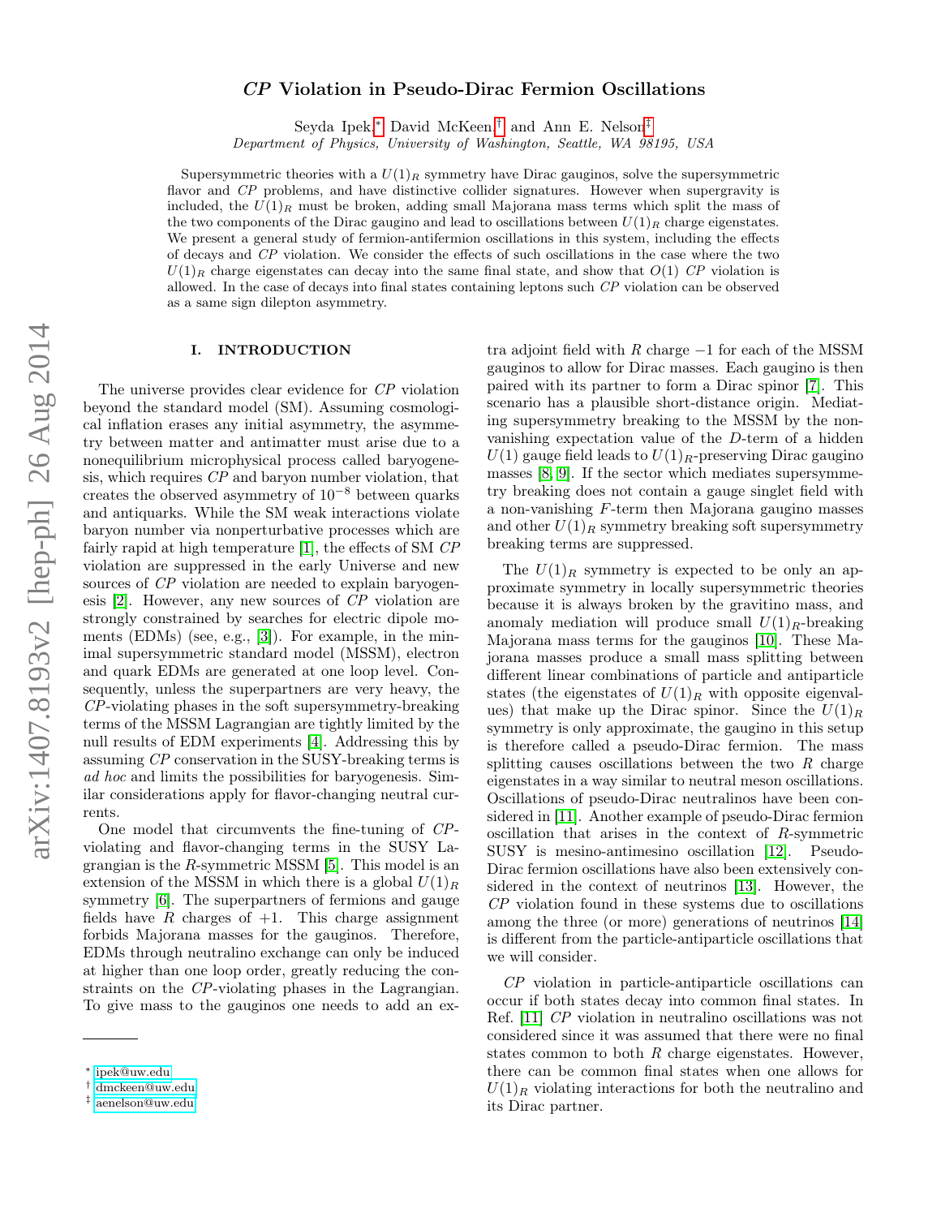# *CP* Violation in Pseudo-Dirac Fermion Oscillations

Seyda Ipek,[*] David McKeen,[†] and Ann E. Nelson[‡]

*Department of Physics, University of Washington, Seattle, WA 98195, USA*

Supersymmetric theories with a $U(1)_R$ symmetry have Dirac gauginos, solve the supersymmetric flavor and $CP$ problems, and have distinctive collider signatures. However when supergravity is included, the $U(1)_R$ must be broken, adding small Majorana mass terms which split the mass of the two components of the Dirac gaugino and lead to oscillations between $U(1)_R$ charge eigenstates. We present a general study of fermion-antifermion oscillations in this system, including the effects of decays and $CP$ violation. We consider the effects of such oscillations in the case where the two $U(1)_R$ charge eigenstates can decay into the same final state, and show that $O(1)$ $CP$ violation is allowed. In the case of decays into final states containing leptons such $CP$ violation can be observed as a same sign dilepton asymmetry.

## I. INTRODUCTION

The universe provides clear evidence for $CP$ violation beyond the standard model (SM). Assuming cosmological inflation erases any initial asymmetry, the asymmetry between matter and antimatter must arise due to a nonequilibrium microphysical process called baryogenesis, which requires $CP$ and baryon number violation, that creates the observed asymmetry of $10^{-8}$ between quarks and antiquarks. While the SM weak interactions violate baryon number via nonperturbative processes which are fairly rapid at high temperature [1], the effects of SM $CP$ violation are suppressed in the early Universe and new sources of $CP$ violation are needed to explain baryogenesis [2]. However, any new sources of $CP$ violation are strongly constrained by searches for electric dipole moments (EDMs) (see, e.g., [3]). For example, in the minimal supersymmetric standard model (MSSM), electron and quark EDMs are generated at one loop level. Consequently, unless the superpartners are very heavy, the $CP$-violating phases in the soft supersymmetry-breaking terms of the MSSM Lagrangian are tightly limited by the null results of EDM experiments [4]. Addressing this by assuming $CP$ conservation in the SUSY-breaking terms is *ad hoc* and limits the possibilities for baryogenesis. Similar considerations apply for flavor-changing neutral currents.

One model that circumvents the fine-tuning of $CP$-violating and flavor-changing terms in the SUSY Lagrangian is the $R$-symmetric MSSM [5]. This model is an extension of the MSSM in which there is a global $U(1)_R$ symmetry [6]. The superpartners of fermions and gauge fields have $R$ charges of $+1$. This charge assignment forbids Majorana masses for the gauginos. Therefore, EDMs through neutralino exchange can only be induced at higher than one loop order, greatly reducing the constraints on the $CP$-violating phases in the Lagrangian. To give mass to the gauginos one needs to add an extra adjoint field with $R$ charge $-1$ for each of the MSSM gauginos to allow for Dirac masses. Each gaugino is then paired with its partner to form a Dirac spinor [7]. This scenario has a plausible short-distance origin. Mediating supersymmetry breaking to the MSSM by the non-vanishing expectation value of the $D$-term of a hidden $U(1)$ gauge field leads to $U(1)_R$-preserving Dirac gaugino masses [8, 9]. If the sector which mediates supersymmetry breaking does not contain a gauge singlet field with a non-vanishing $F$-term then Majorana gaugino masses and other $U(1)_R$ symmetry breaking soft supersymmetry breaking terms are suppressed.

The $U(1)_R$ symmetry is expected to be only an approximate symmetry in locally supersymmetric theories because it is always broken by the gravitino mass, and anomaly mediation will produce small $U(1)_R$-breaking Majorana mass terms for the gauginos [10]. These Majorana masses produce a small mass splitting between different linear combinations of particle and antiparticle states (the eigenstates of $U(1)_R$ with opposite eigenvalues) that make up the Dirac spinor. Since the $U(1)_R$ symmetry is only approximate, the gaugino in this setup is therefore called a pseudo-Dirac fermion. The mass splitting causes oscillations between the two $R$ charge eigenstates in a way similar to neutral meson oscillations. Oscillations of pseudo-Dirac neutralinos have been considered in [11]. Another example of pseudo-Dirac fermion oscillation that arises in the context of $R$-symmetric SUSY is mesino-antimesino oscillation [12]. Pseudo-Dirac fermion oscillations have also been extensively considered in the context of neutrinos [13]. However, the $CP$ violation found in these systems due to oscillations among the three (or more) generations of neutrinos [14] is different from the particle-antiparticle oscillations that we will consider.

$CP$ violation in particle-antiparticle oscillations can occur if both states decay into common final states. In Ref. [11] $CP$ violation in neutralino oscillations was not considered since it was assumed that there were no final states common to both $R$ charge eigenstates. However, there can be common final states when one allows for $U(1)_R$ violating interactions for both the neutralino and its Dirac partner.

---

[*] ipek@uw.edu
[†] dmckeen@uw.edu
[‡] aenelson@uw.edu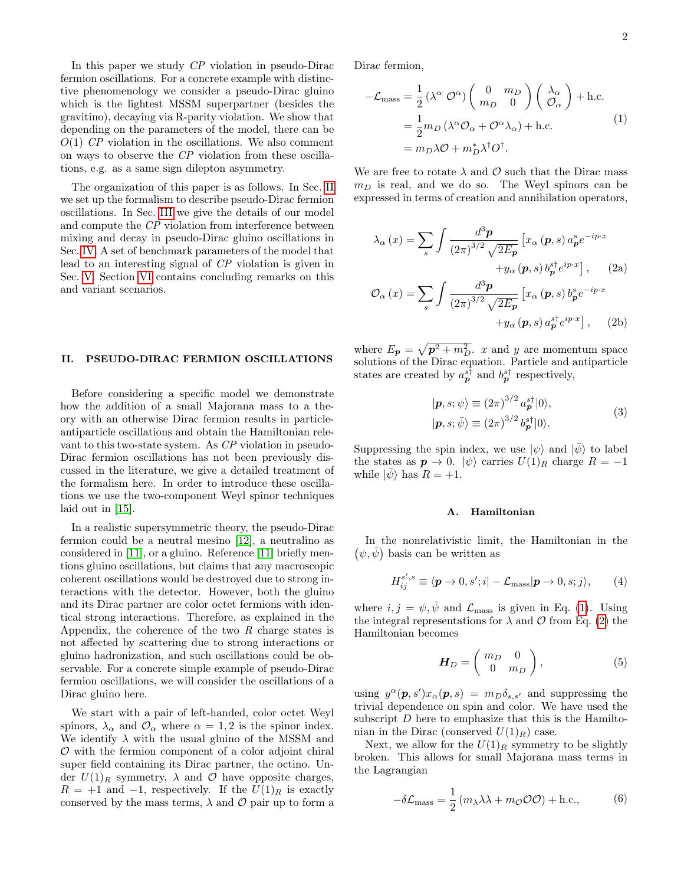In this paper we study $CP$ violation in pseudo-Dirac fermion oscillations. For a concrete example with distinctive phenomenology we consider a pseudo-Dirac gluino which is the lightest MSSM superpartner (besides the gravitino), decaying via R-parity violation. We show that depending on the parameters of the model, there can be $O(1)$ $CP$ violation in the oscillations. We also comment on ways to observe the $CP$ violation from these oscillations, e.g. as a same sign dilepton asymmetry.

The organization of this paper is as follows. In Sec. II we set up the formalism to describe pseudo-Dirac fermion oscillations. In Sec. III we give the details of our model and compute the $CP$ violation from interference between mixing and decay in pseudo-Dirac gluino oscillations in Sec. IV. A set of benchmark parameters of the model that lead to an interesting signal of $CP$ violation is given in Sec. V. Section VI contains concluding remarks on this and variant scenarios.

## II. PSEUDO-DIRAC FERMION OSCILLATIONS

Before considering a specific model we demonstrate how the addition of a small Majorana mass to a theory with an otherwise Dirac fermion results in particle-antiparticle oscillations and obtain the Hamiltonian relevant to this two-state system. As $CP$ violation in pseudo-Dirac fermion oscillations has not been previously discussed in the literature, we give a detailed treatment of the formalism here. In order to introduce these oscillations we use the two-component Weyl spinor techniques laid out in [15].

In a realistic supersymmetric theory, the pseudo-Dirac fermion could be a neutral mesino [12], a neutralino as considered in [11], or a gluino. Reference [11] briefly mentions gluino oscillations, but claims that any macroscopic coherent oscillations would be destroyed due to strong interactions with the detector. However, both the gluino and its Dirac partner are color octet fermions with identical strong interactions. Therefore, as explained in the Appendix, the coherence of the two $R$ charge states is not affected by scattering due to strong interactions or gluino hadronization, and such oscillations could be observable. For a concrete simple example of pseudo-Dirac fermion oscillations, we will consider the oscillations of a Dirac gluino here.

We start with a pair of left-handed, color octet Weyl spinors, $\lambda_\alpha$ and $\mathcal{O}_\alpha$ where $\alpha = 1, 2$ is the spinor index. We identify $\lambda$ with the usual gluino of the MSSM and $\mathcal{O}$ with the fermion component of a color adjoint chiral super field containing its Dirac partner, the octino. Under $U(1)_R$ symmetry, $\lambda$ and $\mathcal{O}$ have opposite charges, $R = +1$ and $-1$, respectively. If the $U(1)_R$ is exactly conserved by the mass terms, $\lambda$ and $\mathcal{O}$ pair up to form a Dirac fermion,

$$
\begin{aligned}
-\mathcal{L}_{\rm mass} &= \frac{1}{2}\left(\lambda^\alpha \; \mathcal{O}^\alpha\right)\begin{pmatrix} 0 & m_D \\ m_D & 0 \end{pmatrix}\begin{pmatrix} \lambda_\alpha \\ \mathcal{O}_\alpha \end{pmatrix} + \text{h.c.} \\
&= \frac{1}{2} m_D \left(\lambda^\alpha \mathcal{O}_\alpha + \mathcal{O}^\alpha \lambda_\alpha\right) + \text{h.c.} \\
&= m_D \lambda \mathcal{O} + m_D^* \lambda^\dagger O^\dagger .
\end{aligned}
\tag{1}
$$

We are free to rotate $\lambda$ and $\mathcal{O}$ such that the Dirac mass $m_D$ is real, and we do so. The Weyl spinors can be expressed in terms of creation and annihilation operators,

$$
\begin{aligned}
\lambda_\alpha(x) = \sum_s \int \frac{d^3\boldsymbol{p}}{(2\pi)^{3/2}\sqrt{2E_{\boldsymbol{p}}}} \Big[ & x_\alpha(\boldsymbol{p}, s)\, a^s_{\boldsymbol{p}} e^{-ip\cdot x} \\
& + y_\alpha(\boldsymbol{p}, s)\, b^{s\dagger}_{\boldsymbol{p}} e^{ip\cdot x}\Big],
\end{aligned}
\tag{2a}
$$

$$
\begin{aligned}
\mathcal{O}_\alpha(x) = \sum_s \int \frac{d^3\boldsymbol{p}}{(2\pi)^{3/2}\sqrt{2E_{\boldsymbol{p}}}} \Big[ & x_\alpha(\boldsymbol{p}, s)\, b^s_{\boldsymbol{p}} e^{-ip\cdot x} \\
& + y_\alpha(\boldsymbol{p}, s)\, a^{s\dagger}_{\boldsymbol{p}} e^{ip\cdot x}\Big],
\end{aligned}
\tag{2b}
$$

where $E_{\boldsymbol{p}} = \sqrt{\boldsymbol{p}^2 + m_D^2}$. $x$ and $y$ are momentum space solutions of the Dirac equation. Particle and antiparticle states are created by $a^{s\dagger}_{\boldsymbol{p}}$ and $b^{s\dagger}_{\boldsymbol{p}}$ respectively,

$$
\begin{aligned}
|\boldsymbol{p}, s; \psi\rangle &\equiv (2\pi)^{3/2} a^{s\dagger}_{\boldsymbol{p}} |0\rangle, \\
|\boldsymbol{p}, s; \bar{\psi}\rangle &\equiv (2\pi)^{3/2} b^{s\dagger}_{\boldsymbol{p}} |0\rangle.
\end{aligned}
\tag{3}
$$

Suppressing the spin index, we use $|\psi\rangle$ and $|\bar{\psi}\rangle$ to label the states as $\boldsymbol{p} \to 0$. $|\psi\rangle$ carries $U(1)_R$ charge $R = -1$ while $|\bar{\psi}\rangle$ has $R = +1$.

### A. Hamiltonian

In the nonrelativistic limit, the Hamiltonian in the $\left(\psi, \bar{\psi}\right)$ basis can be written as

$$
H^{s',s}_{ij} \equiv \langle \boldsymbol{p} \to 0, s'; i| - \mathcal{L}_{\rm mass} |\boldsymbol{p} \to 0, s; j\rangle,
\tag{4}
$$

where $i, j = \psi, \bar{\psi}$ and $\mathcal{L}_{\rm mass}$ is given in Eq. (1). Using the integral representations for $\lambda$ and $\mathcal{O}$ from Eq. (2) the Hamiltonian becomes

$$
\boldsymbol{H}_D = \begin{pmatrix} m_D & 0 \\ 0 & m_D \end{pmatrix},
\tag{5}
$$

using $y^\alpha(\boldsymbol{p}, s') x_\alpha(\boldsymbol{p}, s) = m_D \delta_{s,s'}$ and suppressing the trivial dependence on spin and color. We have used the subscript $D$ here to emphasize that this is the Hamiltonian in the Dirac (conserved $U(1)_R$) case.

Next, we allow for the $U(1)_R$ symmetry to be slightly broken. This allows for small Majorana mass terms in the Lagrangian

$$
-\delta\mathcal{L}_{\rm mass} = \frac{1}{2}\left(m_\lambda \lambda\lambda + m_{\mathcal{O}} \mathcal{O}\mathcal{O}\right) + \text{h.c.},
\tag{6}
$$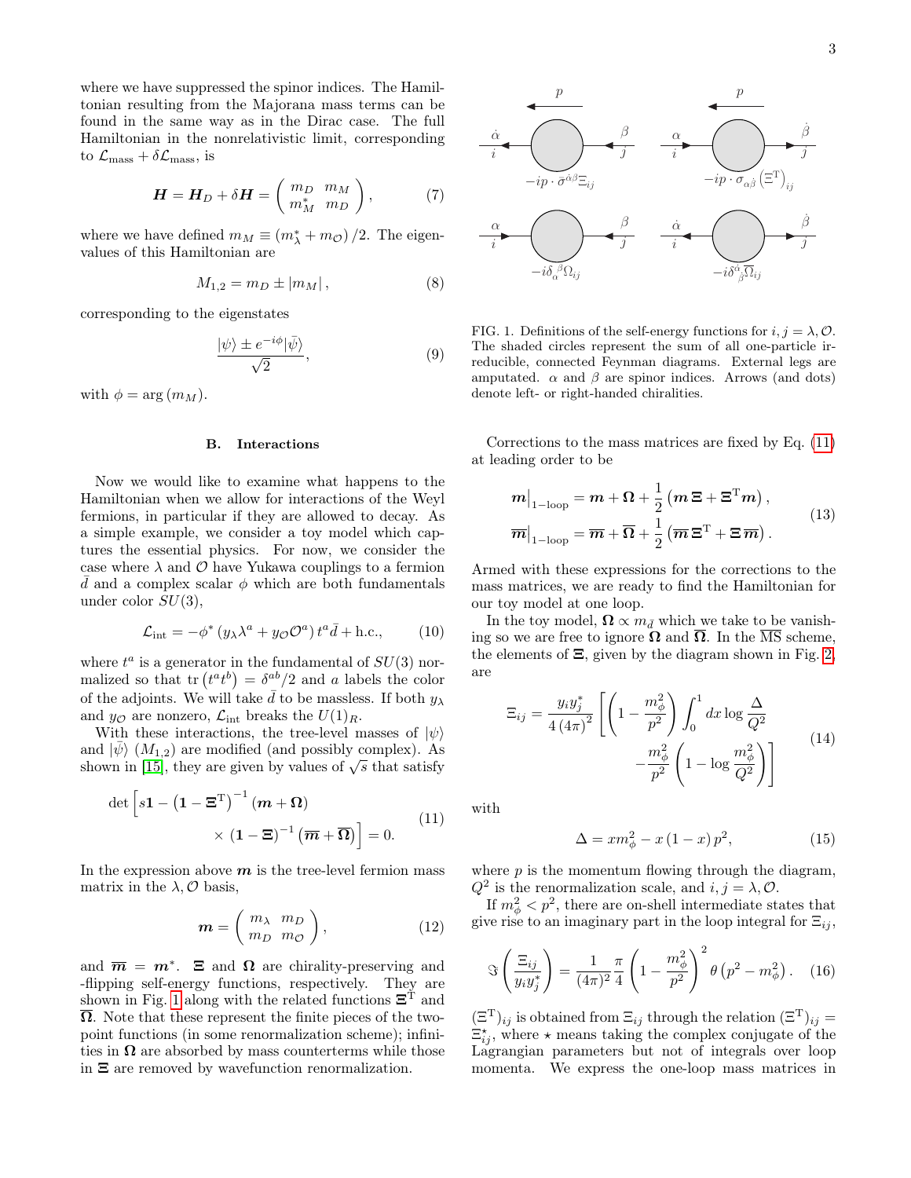where we have suppressed the spinor indices. The Hamiltonian resulting from the Majorana mass terms can be found in the same way as in the Dirac case. The full Hamiltonian in the nonrelativistic limit, corresponding to $\mathcal{L}_{\rm mass} + \delta\mathcal{L}_{\rm mass}$, is

$$\boldsymbol{H} = \boldsymbol{H}_D + \delta\boldsymbol{H} = \begin{pmatrix} m_D & m_M \\ m_M^* & m_D \end{pmatrix}, \tag{7}$$

where we have defined $m_M \equiv (m_\lambda^* + m_\mathcal{O})/2$. The eigenvalues of this Hamiltonian are

$$M_{1,2} = m_D \pm |m_M|, \tag{8}$$

corresponding to the eigenstates

$$\frac{|\psi\rangle \pm e^{-i\phi}|\bar{\psi}\rangle}{\sqrt{2}}, \tag{9}$$

with $\phi = \arg(m_M)$.

### B. Interactions

Now we would like to examine what happens to the Hamiltonian when we allow for interactions of the Weyl fermions, in particular if they are allowed to decay. As a simple example, we consider a toy model which captures the essential physics. For now, we consider the case where $\lambda$ and $\mathcal{O}$ have Yukawa couplings to a fermion $\bar{d}$ and a complex scalar $\phi$ which are both fundamentals under color $SU(3)$,

$$\mathcal{L}_{\rm int} = -\phi^* \left(y_\lambda \lambda^a + y_\mathcal{O} \mathcal{O}^a\right) t^a \bar{d} + \text{h.c.}, \tag{10}$$

where $t^a$ is a generator in the fundamental of $SU(3)$ normalized so that $\operatorname{tr}\left(t^a t^b\right) = \delta^{ab}/2$ and $a$ labels the color of the adjoints. We will take $\bar{d}$ to be massless. If both $y_\lambda$ and $y_\mathcal{O}$ are nonzero, $\mathcal{L}_{\rm int}$ breaks the $U(1)_R$.

With these interactions, the tree-level masses of $|\psi\rangle$ and $|\bar{\psi}\rangle$ ($M_{1,2}$) are modified (and possibly complex). As shown in [15], they are given by values of $\sqrt{s}$ that satisfy

$$\det\Big[s\boldsymbol{1} - \left(\boldsymbol{1} - \boldsymbol{\Xi}^{\rm T}\right)^{-1}(\boldsymbol{m} + \boldsymbol{\Omega}) \times (\boldsymbol{1} - \boldsymbol{\Xi})^{-1}\left(\overline{\boldsymbol{m}} + \overline{\boldsymbol{\Omega}}\right)\Big] = 0. \tag{11}$$

In the expression above $\boldsymbol{m}$ is the tree-level fermion mass matrix in the $\lambda, \mathcal{O}$ basis,

$$\boldsymbol{m} = \begin{pmatrix} m_\lambda & m_D \\ m_D & m_\mathcal{O} \end{pmatrix}, \tag{12}$$

and $\overline{\boldsymbol{m}} = \boldsymbol{m}^*$. $\boldsymbol{\Xi}$ and $\boldsymbol{\Omega}$ are chirality-preserving and -flipping self-energy functions, respectively. They are shown in Fig. 1 along with the related functions $\boldsymbol{\Xi}^{\rm T}$ and $\overline{\boldsymbol{\Omega}}$. Note that these represent the finite pieces of the two-point functions (in some renormalization scheme); infinities in $\boldsymbol{\Omega}$ are absorbed by mass counterterms while those in $\boldsymbol{\Xi}$ are removed by wavefunction renormalization.

FIG. 1. Definitions of the self-energy functions for $i, j = \lambda, \mathcal{O}$. The shaded circles represent the sum of all one-particle irreducible, connected Feynman diagrams. External legs are amputated. $\alpha$ and $\beta$ are spinor indices. Arrows (and dots) denote left- or right-handed chiralities.

Corrections to the mass matrices are fixed by Eq. (11) at leading order to be

$$\begin{aligned} \boldsymbol{m}\big|_{\text{1-loop}} &= \boldsymbol{m} + \boldsymbol{\Omega} + \frac{1}{2}\left(\boldsymbol{m}\,\boldsymbol{\Xi} + \boldsymbol{\Xi}^{\rm T}\boldsymbol{m}\right), \\ \overline{\boldsymbol{m}}\big|_{\text{1-loop}} &= \overline{\boldsymbol{m}} + \overline{\boldsymbol{\Omega}} + \frac{1}{2}\left(\overline{\boldsymbol{m}}\,\boldsymbol{\Xi}^{\rm T} + \boldsymbol{\Xi}\,\overline{\boldsymbol{m}}\right). \end{aligned} \tag{13}$$

Armed with these expressions for the corrections to the mass matrices, we are ready to find the Hamiltonian for our toy model at one loop.

In the toy model, $\boldsymbol{\Omega} \propto m_{\bar{d}}$ which we take to be vanishing so we are free to ignore $\boldsymbol{\Omega}$ and $\overline{\boldsymbol{\Omega}}$. In the $\overline{\rm MS}$ scheme, the elements of $\boldsymbol{\Xi}$, given by the diagram shown in Fig. 2, are

$$\Xi_{ij} = \frac{y_i y_j^*}{4\,(4\pi)^2}\left[\left(1 - \frac{m_\phi^2}{p^2}\right)\int_0^1 dx \log\frac{\Delta}{Q^2} - \frac{m_\phi^2}{p^2}\left(1 - \log\frac{m_\phi^2}{Q^2}\right)\right] \tag{14}$$

with

$$\Delta = x m_\phi^2 - x(1-x)\,p^2, \tag{15}$$

where $p$ is the momentum flowing through the diagram, $Q^2$ is the renormalization scale, and $i, j = \lambda, \mathcal{O}$.

If $m_\phi^2 < p^2$, there are on-shell intermediate states that give rise to an imaginary part in the loop integral for $\Xi_{ij}$,

$$\Im\left(\frac{\Xi_{ij}}{y_i y_j^*}\right) = \frac{1}{(4\pi)^2}\frac{\pi}{4}\left(1 - \frac{m_\phi^2}{p^2}\right)^2 \theta\left(p^2 - m_\phi^2\right). \tag{16}$$

$(\Xi^{\rm T})_{ij}$ is obtained from $\Xi_{ij}$ through the relation $(\Xi^{\rm T})_{ij} = \Xi_{ij}^\star$, where $\star$ means taking the complex conjugate of the Lagrangian parameters but not of integrals over loop momenta. We express the one-loop mass matrices in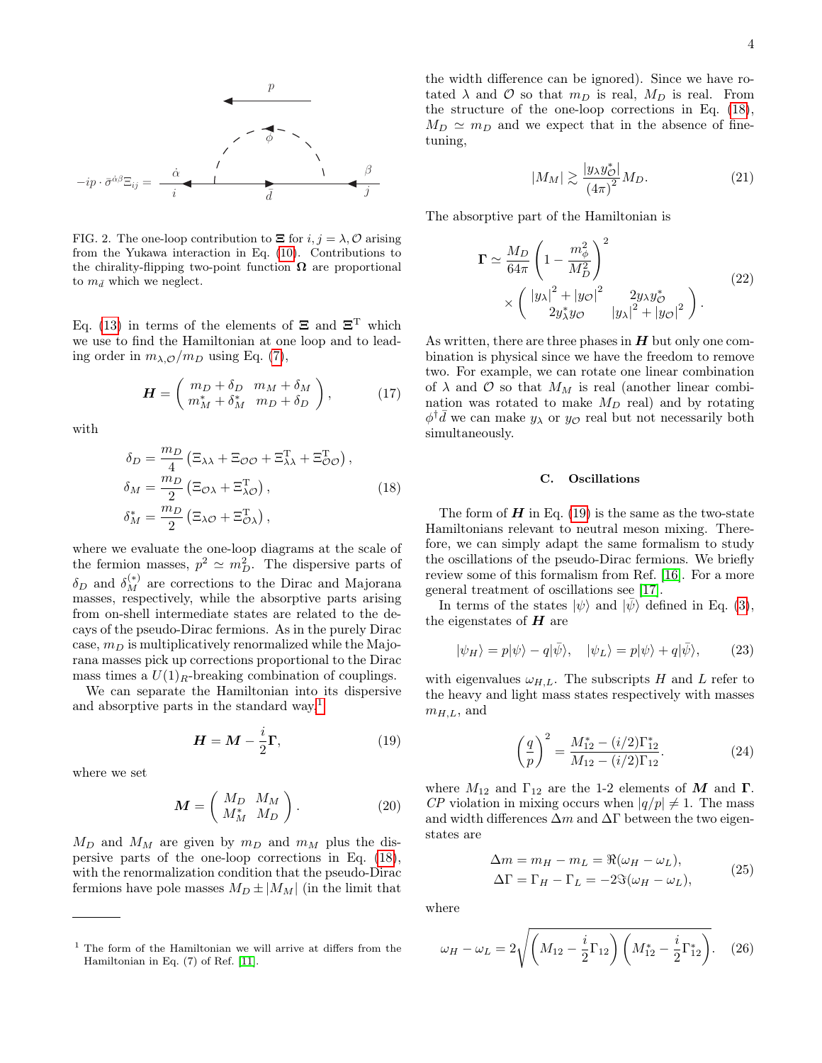$$-ip \cdot \bar{\sigma}^{\dot{\alpha}\beta}\Xi_{ij} =$$

FIG. 2. The one-loop contribution to $\boldsymbol{\Xi}$ for $i, j = \lambda, \mathcal{O}$ arising from the Yukawa interaction in Eq. (10). Contributions to the chirality-flipping two-point function $\boldsymbol{\Omega}$ are proportional to $m_{\bar{d}}$ which we neglect.

Eq. (13) in terms of the elements of $\boldsymbol{\Xi}$ and $\boldsymbol{\Xi}^{\rm T}$ which we use to find the Hamiltonian at one loop and to leading order in $m_{\lambda,\mathcal{O}}/m_D$ using Eq. (7),

$$\boldsymbol{H} = \begin{pmatrix} m_D + \delta_D & m_M + \delta_M \\ m_M^* + \delta_M^* & m_D + \delta_D \end{pmatrix}, \tag{17}$$

with

$$\begin{aligned} \delta_D &= \frac{m_D}{4}\left(\Xi_{\lambda\lambda} + \Xi_{\mathcal{O}\mathcal{O}} + \Xi^{\rm T}_{\lambda\lambda} + \Xi^{\rm T}_{\mathcal{O}\mathcal{O}}\right), \\ \delta_M &= \frac{m_D}{2}\left(\Xi_{\mathcal{O}\lambda} + \Xi^{\rm T}_{\lambda\mathcal{O}}\right), \\ \delta_M^* &= \frac{m_D}{2}\left(\Xi_{\lambda\mathcal{O}} + \Xi^{\rm T}_{\mathcal{O}\lambda}\right), \end{aligned} \tag{18}$$

where we evaluate the one-loop diagrams at the scale of the fermion masses, $p^2 \simeq m_D^2$. The dispersive parts of $\delta_D$ and $\delta_M^{(*)}$ are corrections to the Dirac and Majorana masses, respectively, while the absorptive parts arising from on-shell intermediate states are related to the decays of the pseudo-Dirac fermions. As in the purely Dirac case, $m_D$ is multiplicatively renormalized while the Majorana masses pick up corrections proportional to the Dirac mass times a $U(1)_R$-breaking combination of couplings.

We can separate the Hamiltonian into its dispersive and absorptive parts in the standard way,[1]

$$\boldsymbol{H} = \boldsymbol{M} - \frac{i}{2}\boldsymbol{\Gamma}, \tag{19}$$

where we set

$$\boldsymbol{M} = \begin{pmatrix} M_D & M_M \\ M_M^* & M_D \end{pmatrix}. \tag{20}$$

$M_D$ and $M_M$ are given by $m_D$ and $m_M$ plus the dispersive parts of the one-loop corrections in Eq. (18), with the renormalization condition that the pseudo-Dirac fermions have pole masses $M_D \pm |M_M|$ (in the limit that the width difference can be ignored). Since we have rotated $\lambda$ and $\mathcal{O}$ so that $m_D$ is real, $M_D$ is real. From the structure of the one-loop corrections in Eq. (18), $M_D \simeq m_D$ and we expect that in the absence of fine-tuning,

$$|M_M| \gtrsim \frac{|y_\lambda y_{\mathcal{O}}^*|}{(4\pi)^2} M_D. \tag{21}$$

The absorptive part of the Hamiltonian is

$$\begin{aligned} \boldsymbol{\Gamma} \simeq{}& \frac{M_D}{64\pi}\left(1 - \frac{m_\phi^2}{M_D^2}\right)^2 \\ &\times \begin{pmatrix} |y_\lambda|^2 + |y_{\mathcal{O}}|^2 & 2 y_\lambda y_{\mathcal{O}}^* \\ 2 y_\lambda^* y_{\mathcal{O}} & |y_\lambda|^2 + |y_{\mathcal{O}}|^2 \end{pmatrix}. \end{aligned} \tag{22}$$

As written, there are three phases in $\boldsymbol{H}$ but only one combination is physical since we have the freedom to remove two. For example, we can rotate one linear combination of $\lambda$ and $\mathcal{O}$ so that $M_M$ is real (another linear combination was rotated to make $M_D$ real) and by rotating $\phi^\dagger \bar{d}$ we can make $y_\lambda$ or $y_{\mathcal{O}}$ real but not necessarily both simultaneously.

### C. Oscillations

The form of $\boldsymbol{H}$ in Eq. (19) is the same as the two-state Hamiltonians relevant to neutral meson mixing. Therefore, we can simply adapt the same formalism to study the oscillations of the pseudo-Dirac fermions. We briefly review some of this formalism from Ref. [16]. For a more general treatment of oscillations see [17].

In terms of the states $|\psi\rangle$ and $|\bar{\psi}\rangle$ defined in Eq. (3), the eigenstates of $\boldsymbol{H}$ are

$$|\psi_H\rangle = p|\psi\rangle - q|\bar{\psi}\rangle, \quad |\psi_L\rangle = p|\psi\rangle + q|\bar{\psi}\rangle, \tag{23}$$

with eigenvalues $\omega_{H,L}$. The subscripts $H$ and $L$ refer to the heavy and light mass states respectively with masses $m_{H,L}$, and

$$\left(\frac{q}{p}\right)^2 = \frac{M_{12}^* - (i/2)\Gamma_{12}^*}{M_{12} - (i/2)\Gamma_{12}}. \tag{24}$$

where $M_{12}$ and $\Gamma_{12}$ are the 1-2 elements of $\boldsymbol{M}$ and $\boldsymbol{\Gamma}$. *CP* violation in mixing occurs when $|q/p| \neq 1$. The mass and width differences $\Delta m$ and $\Delta\Gamma$ between the two eigenstates are

$$\begin{aligned} \Delta m &= m_H - m_L = \Re(\omega_H - \omega_L), \\ \Delta\Gamma &= \Gamma_H - \Gamma_L = -2\Im(\omega_H - \omega_L), \end{aligned} \tag{25}$$

where

$$\omega_H - \omega_L = 2\sqrt{\left(M_{12} - \frac{i}{2}\Gamma_{12}\right)\left(M_{12}^* - \frac{i}{2}\Gamma_{12}^*\right)}. \tag{26}$$

---

[1] The form of the Hamiltonian we will arrive at differs from the Hamiltonian in Eq. (7) of Ref. [11].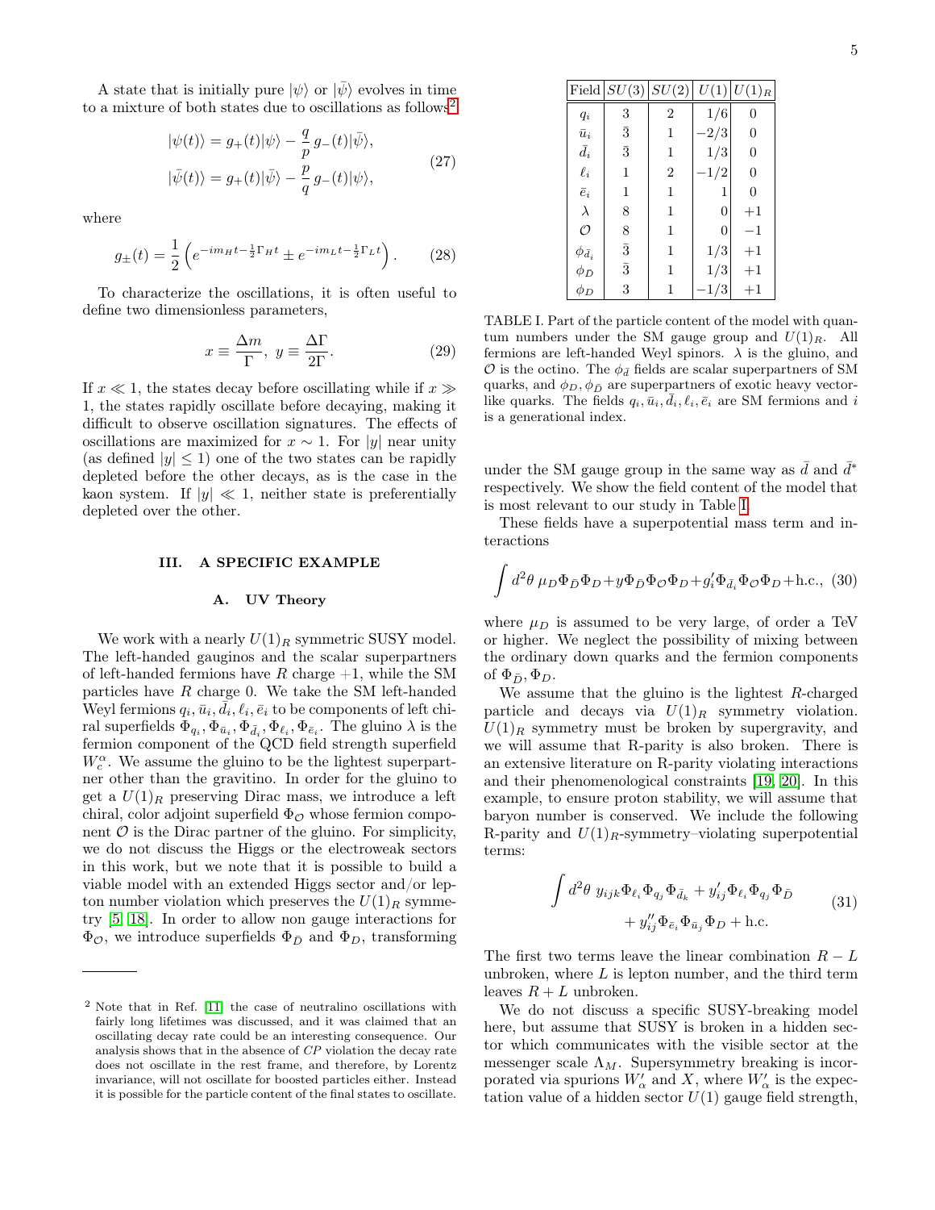A state that is initially pure $|\psi\rangle$ or $|\bar{\psi}\rangle$ evolves in time to a mixture of both states due to oscillations as follows[2]

$$
\begin{aligned}
|\psi(t)\rangle &= g_+(t)|\psi\rangle - \frac{q}{p}\, g_-(t)|\bar{\psi}\rangle, \\
|\bar{\psi}(t)\rangle &= g_+(t)|\bar{\psi}\rangle - \frac{p}{q}\, g_-(t)|\psi\rangle,
\end{aligned}
\tag{27}
$$

where

$$
g_\pm(t) = \frac{1}{2}\left(e^{-im_H t - \frac{1}{2}\Gamma_H t} \pm e^{-im_L t - \frac{1}{2}\Gamma_L t}\right). \tag{28}
$$

To characterize the oscillations, it is often useful to define two dimensionless parameters,

$$
x \equiv \frac{\Delta m}{\Gamma},\ y \equiv \frac{\Delta\Gamma}{2\Gamma}. \tag{29}
$$

If $x \ll 1$, the states decay before oscillating while if $x \gg 1$, the states rapidly oscillate before decaying, making it difficult to observe oscillation signatures. The effects of oscillations are maximized for $x \sim 1$. For $|y|$ near unity (as defined $|y| \leq 1$) one of the two states can be rapidly depleted before the other decays, as is the case in the kaon system. If $|y| \ll 1$, neither state is preferentially depleted over the other.

## III. A SPECIFIC EXAMPLE

### A. UV Theory

We work with a nearly $U(1)_R$ symmetric SUSY model. The left-handed gauginos and the scalar superpartners of left-handed fermions have $R$ charge $+1$, while the SM particles have $R$ charge 0. We take the SM left-handed Weyl fermions $q_i, \bar{u}_i, \bar{d}_i, \ell_i, \bar{e}_i$ to be components of left chiral superfields $\Phi_{q_i}, \Phi_{\bar{u}_i}, \Phi_{\bar{d}_i}, \Phi_{\ell_i}, \Phi_{\bar{e}_i}$. The gluino $\lambda$ is the fermion component of the QCD field strength superfield $W_c^\alpha$. We assume the gluino to be the lightest superpartner other than the gravitino. In order for the gluino to get a $U(1)_R$ preserving Dirac mass, we introduce a left chiral, color adjoint superfield $\Phi_{\mathcal{O}}$ whose fermion component $\mathcal{O}$ is the Dirac partner of the gluino. For simplicity, we do not discuss the Higgs or the electroweak sectors in this work, but we note that it is possible to build a viable model with an extended Higgs sector and/or lepton number violation which preserves the $U(1)_R$ symmetry [5, 18]. In order to allow non gauge interactions for $\Phi_{\mathcal{O}}$, we introduce superfields $\Phi_{\bar{D}}$ and $\Phi_D$, transforming under the SM gauge group in the same way as $\bar{d}$ and $\bar{d}^*$ respectively. We show the field content of the model that is most relevant to our study in Table I.

| Field | $SU(3)$ | $SU(2)$ | $U(1)$ | $U(1)_R$ |
|---|---|---|---|---|
| $q_i$ | 3 | 2 | $1/6$ | 0 |
| $\bar{u}_i$ | $\bar{3}$ | 1 | $-2/3$ | 0 |
| $\bar{d}_i$ | $\bar{3}$ | 1 | $1/3$ | 0 |
| $\ell_i$ | 1 | 2 | $-1/2$ | 0 |
| $\bar{e}_i$ | 1 | 1 | 1 | 0 |
| $\lambda$ | 8 | 1 | 0 | $+1$ |
| $\mathcal{O}$ | 8 | 1 | 0 | $-1$ |
| $\phi_{\bar{d}_i}$ | $\bar{3}$ | 1 | $1/3$ | $+1$ |
| $\phi_{\bar{D}}$ | $\bar{3}$ | 1 | $1/3$ | $+1$ |
| $\phi_D$ | 3 | 1 | $-1/3$ | $+1$ |

TABLE I. Part of the particle content of the model with quantum numbers under the SM gauge group and $U(1)_R$. All fermions are left-handed Weyl spinors. $\lambda$ is the gluino, and $\mathcal{O}$ is the octino. The $\phi_{\bar{d}}$ fields are scalar superpartners of SM quarks, and $\phi_D, \phi_{\bar{D}}$ are superpartners of exotic heavy vector-like quarks. The fields $q_i, \bar{u}_i, \bar{d}_i, \ell_i, \bar{e}_i$ are SM fermions and $i$ is a generational index.

These fields have a superpotential mass term and interactions

$$
\int d^2\theta\ \mu_D \Phi_{\bar{D}}\Phi_D + y\Phi_{\bar{D}}\Phi_{\mathcal{O}}\Phi_D + g_i'\Phi_{\bar{d}_i}\Phi_{\mathcal{O}}\Phi_D + \text{h.c.}, \tag{30}
$$

where $\mu_D$ is assumed to be very large, of order a TeV or higher. We neglect the possibility of mixing between the ordinary down quarks and the fermion components of $\Phi_{\bar{D}}, \Phi_D$.

We assume that the gluino is the lightest $R$-charged particle and decays via $U(1)_R$ symmetry violation. $U(1)_R$ symmetry must be broken by supergravity, and we will assume that R-parity is also broken. There is an extensive literature on R-parity violating interactions and their phenomenological constraints [19, 20]. In this example, to ensure proton stability, we will assume that baryon number is conserved. We include the following R-parity and $U(1)_R$-symmetry–violating superpotential terms:

$$
\begin{aligned}
\int d^2\theta\ & y_{ijk}\Phi_{\ell_i}\Phi_{q_j}\Phi_{\bar{d}_k} + y_{ij}'\Phi_{\ell_i}\Phi_{q_j}\Phi_{\bar{D}} \\
&+ y_{ij}''\Phi_{\bar{e}_i}\Phi_{\bar{u}_j}\Phi_D + \text{h.c.}
\end{aligned}
\tag{31}
$$

The first two terms leave the linear combination $R - L$ unbroken, where $L$ is lepton number, and the third term leaves $R + L$ unbroken.

We do not discuss a specific SUSY-breaking model here, but assume that SUSY is broken in a hidden sector which communicates with the visible sector at the messenger scale $\Lambda_M$. Supersymmetry breaking is incorporated via spurions $W_\alpha'$ and $X$, where $W_\alpha'$ is the expectation value of a hidden sector $U(1)$ gauge field strength,

---

[2] Note that in Ref. [11] the case of neutralino oscillations with fairly long lifetimes was discussed, and it was claimed that an oscillating decay rate could be an interesting consequence. Our analysis shows that in the absence of $CP$ violation the decay rate does not oscillate in the rest frame, and therefore, by Lorentz invariance, will not oscillate for boosted particles either. Instead it is possible for the particle content of the final states to oscillate.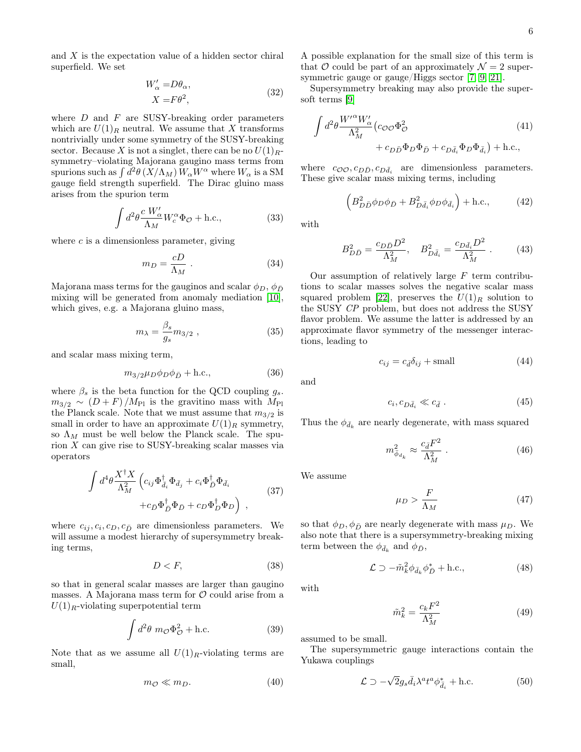and $X$ is the expectation value of a hidden sector chiral superfield. We set

$$
\begin{aligned}
W'_\alpha &= D\theta_\alpha, \\
X &= F\theta^2,
\end{aligned}
\tag{32}
$$

where $D$ and $F$ are SUSY-breaking order parameters which are $U(1)_R$ neutral. We assume that $X$ transforms nontrivially under some symmetry of the SUSY-breaking sector. Because $X$ is not a singlet, there can be no $U(1)_R$-symmetry–violating Majorana gaugino mass terms from spurions such as $\int d^2\theta\, (X/\Lambda_M)\, W_\alpha W^\alpha$ where $W_\alpha$ is a SM gauge field strength superfield. The Dirac gluino mass arises from the spurion term

$$
\int d^2\theta \frac{c\, W'_\alpha}{\Lambda_M} W_c^\alpha \Phi_{\mathcal{O}} + \text{h.c.}, \tag{33}
$$

where $c$ is a dimensionless parameter, giving

$$
m_D = \frac{cD}{\Lambda_M} \ . \tag{34}
$$

Majorana mass terms for the gauginos and scalar $\phi_D$, $\phi_{\bar{D}}$ mixing will be generated from anomaly mediation [10], which gives, e.g. a Majorana gluino mass,

$$
m_\lambda = \frac{\beta_s}{g_s} m_{3/2} \ , \tag{35}
$$

and scalar mass mixing term,

$$
m_{3/2}\mu_D \phi_D \phi_{\bar{D}} + \text{h.c.}, \tag{36}
$$

where $\beta_s$ is the beta function for the QCD coupling $g_s$. $m_{3/2} \sim (D+F)/M_{\text{Pl}}$ is the gravitino mass with $M_{\text{Pl}}$ the Planck scale. Note that we must assume that $m_{3/2}$ is small in order to have an approximate $U(1)_R$ symmetry, so $\Lambda_M$ must be well below the Planck scale. The spurion $X$ can give rise to SUSY-breaking scalar masses via operators

$$
\int d^4\theta \frac{X^\dagger X}{\Lambda_M^2} \Big( c_{ij} \Phi^\dagger_{\bar{d}_i} \Phi_{\bar{d}_j} + c_i \Phi^\dagger_{\bar{D}} \Phi_{\bar{d}_i} + c_{\bar{D}} \Phi^\dagger_{\bar{D}} \Phi_{\bar{D}} + c_D \Phi^\dagger_D \Phi_D \Big) \ , \tag{37}
$$

where $c_{ij}, c_i, c_D, c_{\bar{D}}$ are dimensionless parameters. We will assume a modest hierarchy of supersymmetry breaking terms,

$$
D < F, \tag{38}
$$

so that in general scalar masses are larger than gaugino masses. A Majorana mass term for $\mathcal{O}$ could arise from a $U(1)_R$-violating superpotential term

$$
\int d^2\theta\ m_{\mathcal{O}} \Phi^2_{\mathcal{O}} + \text{h.c.} \tag{39}
$$

Note that as we assume all $U(1)_R$-violating terms are small,

$$
m_{\mathcal{O}} \ll m_D. \tag{40}
$$

A possible explanation for the small size of this term is that $\mathcal{O}$ could be part of an approximately $\mathcal{N}=2$ supersymmetric gauge or gauge/Higgs sector [7, 9, 21].

Supersymmetry breaking may also provide the supersoft terms [9]

$$
\int d^2\theta \frac{W'^\alpha W'_\alpha}{\Lambda_M^2} \big( c_{\mathcal{O}\mathcal{O}} \Phi^2_{\mathcal{O}} + c_{D\bar{D}} \Phi_D \Phi_{\bar{D}} + c_{D\bar{d}_i} \Phi_D \Phi_{\bar{d}_i} \big) + \text{h.c.}, \tag{41}
$$

where $c_{\mathcal{O}\mathcal{O}}, c_{D\bar{D}}, c_{D\bar{d}_i}$ are dimensionless parameters. These give scalar mass mixing terms, including

$$
\Big( B^2_{D\bar{D}} \phi_D \phi_{\bar{D}} + B^2_{D\bar{d}_i} \phi_D \phi_{\bar{d}_i} \Big) + \text{h.c.}, \tag{42}
$$

with

$$
B^2_{D\bar{D}} = \frac{c_{D\bar{D}} D^2}{\Lambda_M^2}, \quad B^2_{D\bar{d}_i} = \frac{c_{D\bar{d}_i} D^2}{\Lambda_M^2} \ . \tag{43}
$$

Our assumption of relatively large $F$ term contributions to scalar masses solves the negative scalar mass squared problem [22], preserves the $U(1)_R$ solution to the SUSY *CP* problem, but does not address the SUSY flavor problem. We assume the latter is addressed by an approximate flavor symmetry of the messenger interactions, leading to

$$
c_{ij} = c_{\bar{d}} \delta_{ij} + \text{small} \tag{44}
$$

and

$$
c_i, c_{D\bar{d}_i} \ll c_{\bar{d}} \ . \tag{45}
$$

Thus the $\phi_{\bar{d}_k}$ are nearly degenerate, with mass squared

$$
m^2_{\bar{\phi}_{d_k}} \approx \frac{c_{\bar{d}} F^2}{\Lambda_M^2} \ . \tag{46}
$$

We assume

$$
\mu_D > \frac{F}{\Lambda_M} \tag{47}
$$

so that $\phi_D, \phi_{\bar{D}}$ are nearly degenerate with mass $\mu_D$. We also note that there is a supersymmetry-breaking mixing term between the $\phi_{\bar{d}_k}$ and $\phi_{\bar{D}}$,

$$
\mathcal{L} \supset -\tilde{m}^2_k \phi_{\bar{d}_k} \phi^*_{\bar{D}} + \text{h.c.}, \tag{48}
$$

with

$$
\tilde{m}^2_k = \frac{c_k F^2}{\Lambda_M^2} \tag{49}
$$

assumed to be small.

The supersymmetric gauge interactions contain the Yukawa couplings

$$
\mathcal{L} \supset -\sqrt{2} g_s \bar{d}_i \lambda^a t^a \phi^*_{\bar{d}_i} + \text{h.c.} \tag{50}
$$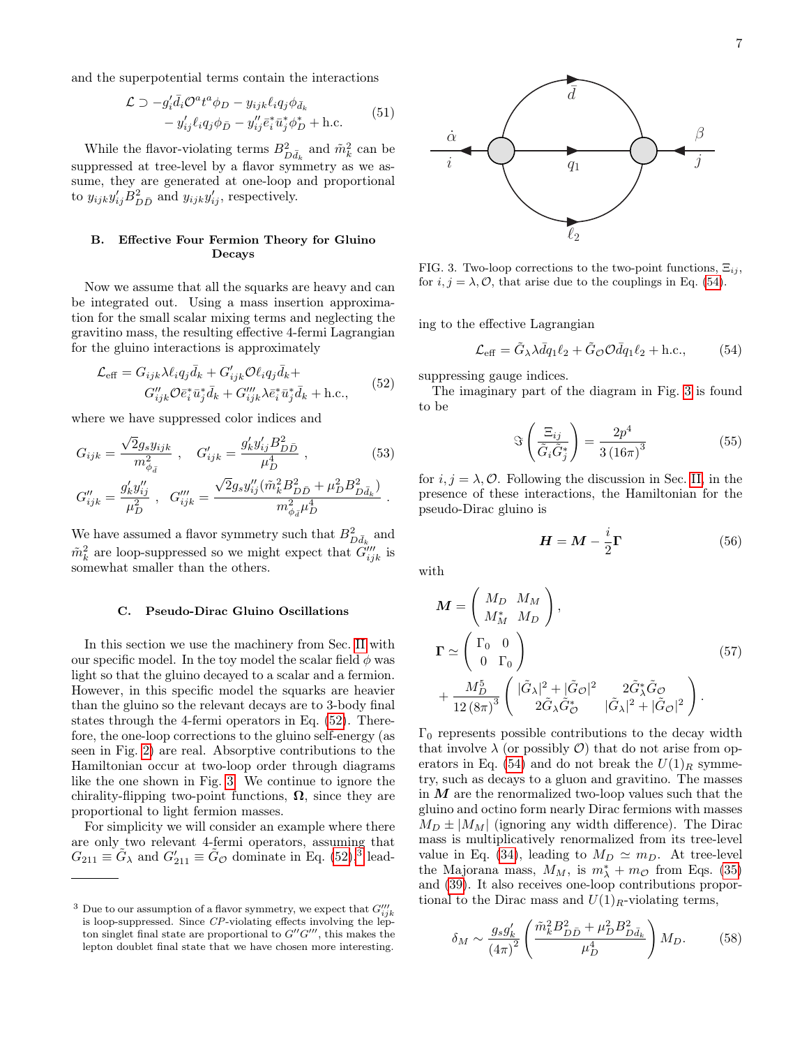and the superpotential terms contain the interactions

$$\mathcal{L} \supset -g_i' \bar{d}_i \mathcal{O}^a t^a \phi_D - y_{ijk} \ell_i q_j \phi_{\bar{d}_k} - y_{ij}' \ell_i q_j \phi_{\bar{D}} - y_{ij}'' \bar{e}_i^* \bar{u}_j^* \phi_D^* + \text{h.c.} \tag{51}$$

While the flavor-violating terms $B^2_{D\bar{d}_k}$ and $\tilde{m}^2_k$ can be suppressed at tree-level by a flavor symmetry as we assume, they are generated at one-loop and proportional to $y_{ijk} y_{ij}' B^2_{D\bar{D}}$ and $y_{ijk} y_{ij}'$, respectively.

### B. Effective Four Fermion Theory for Gluino Decays

Now we assume that all the squarks are heavy and can be integrated out. Using a mass insertion approximation for the small scalar mixing terms and neglecting the gravitino mass, the resulting effective 4-fermi Lagrangian for the gluino interactions is approximately

$$\mathcal{L}_{\text{eff}} = G_{ijk} \lambda \ell_i q_j \bar{d}_k + G'_{ijk} \mathcal{O} \ell_i q_j \bar{d}_k + G''_{ijk} \mathcal{O} \bar{e}_i^* \bar{u}_j^* \bar{d}_k + G'''_{ijk} \lambda \bar{e}_i^* \bar{u}_j^* \bar{d}_k + \text{h.c.}, \tag{52}$$

where we have suppressed color indices and

$$G_{ijk} = \frac{\sqrt{2} g_s y_{ijk}}{m^2_{\phi_{\bar{d}}}} \,, \quad G'_{ijk} = \frac{g_k' y_{ij}' B^2_{D\bar{D}}}{\mu_D^4} \,, \tag{53}$$

$$G''_{ijk} = \frac{g_k' y_{ij}''}{\mu_D^2} \,, \quad G'''_{ijk} = \frac{\sqrt{2} g_s y_{ij}'' (\tilde{m}_k^2 B^2_{D\bar{D}} + \mu_D^2 B^2_{D\bar{d}_k})}{m^2_{\phi_{\bar{d}}} \mu_D^4} \,.$$

We have assumed a flavor symmetry such that $B^2_{D\bar{d}_k}$ and $\tilde{m}^2_k$ are loop-suppressed so we might expect that $G'''_{ijk}$ is somewhat smaller than the others.

### C. Pseudo-Dirac Gluino Oscillations

In this section we use the machinery from Sec. II with our specific model. In the toy model the scalar field $\phi$ was light so that the gluino decayed to a scalar and a fermion. However, in this specific model the squarks are heavier than the gluino so the relevant decays are to 3-body final states through the 4-fermi operators in Eq. (52). Therefore, the one-loop corrections to the gluino self-energy (as seen in Fig. 2) are real. Absorptive contributions to the Hamiltonian occur at two-loop order through diagrams like the one shown in Fig. 3. We continue to ignore the chirality-flipping two-point functions, $\boldsymbol{\Omega}$, since they are proportional to light fermion masses.

For simplicity we will consider an example where there are only two relevant 4-fermi operators, assuming that $G_{211} \equiv \tilde{G}_\lambda$ and $G'_{211} \equiv \tilde{G}_\mathcal{O}$ dominate in Eq. (52),[3] leading to the effective Lagrangian

$$\mathcal{L}_{\text{eff}} = \tilde{G}_\lambda \lambda \bar{d} q_1 \ell_2 + \tilde{G}_\mathcal{O} \mathcal{O} \bar{d} q_1 \ell_2 + \text{h.c.}, \tag{54}$$

suppressing gauge indices.

FIG. 3. Two-loop corrections to the two-point functions, $\Xi_{ij}$, for $i,j = \lambda, \mathcal{O}$, that arise due to the couplings in Eq. (54).

The imaginary part of the diagram in Fig. 3 is found to be

$$\Im\left(\frac{\Xi_{ij}}{\tilde{G}_i \tilde{G}_j^*}\right) = \frac{2p^4}{3\,(16\pi)^3} \tag{55}$$

for $i,j = \lambda, \mathcal{O}$. Following the discussion in Sec. II, in the presence of these interactions, the Hamiltonian for the pseudo-Dirac gluino is

$$\boldsymbol{H} = \boldsymbol{M} - \frac{i}{2}\boldsymbol{\Gamma} \tag{56}$$

with

$$\boldsymbol{M} = \begin{pmatrix} M_D & M_M \\ M_M^* & M_D \end{pmatrix},$$
$$\boldsymbol{\Gamma} \simeq \begin{pmatrix} \Gamma_0 & 0 \\ 0 & \Gamma_0 \end{pmatrix} + \frac{M_D^5}{12\,(8\pi)^3} \begin{pmatrix} |\tilde{G}_\lambda|^2 + |\tilde{G}_\mathcal{O}|^2 & 2\tilde{G}_\lambda^* \tilde{G}_\mathcal{O} \\ 2\tilde{G}_\lambda \tilde{G}_\mathcal{O}^* & |\tilde{G}_\lambda|^2 + |\tilde{G}_\mathcal{O}|^2 \end{pmatrix}. \tag{57}$$

$\Gamma_0$ represents possible contributions to the decay width that involve $\lambda$ (or possibly $\mathcal{O}$) that do not arise from operators in Eq. (54) and do not break the $U(1)_R$ symmetry, such as decays to a gluon and gravitino. The masses in $\boldsymbol{M}$ are the renormalized two-loop values such that the gluino and octino form nearly Dirac fermions with masses $M_D \pm |M_M|$ (ignoring any width difference). The Dirac mass is multiplicatively renormalized from its tree-level value in Eq. (34), leading to $M_D \simeq m_D$. At tree-level the Majorana mass, $M_M$, is $m_\lambda^* + m_\mathcal{O}$ from Eqs. (35) and (39). It also receives one-loop contributions proportional to the Dirac mass and $U(1)_R$-violating terms,

$$\delta_M \sim \frac{g_s g_k'}{(4\pi)^2} \left(\frac{\tilde{m}_k^2 B^2_{D\bar{D}} + \mu_D^2 B^2_{D\bar{d}_k}}{\mu_D^4}\right) M_D. \tag{58}$$

[3] Due to our assumption of a flavor symmetry, we expect that $G'''_{ijk}$ is loop-suppressed. Since $CP$-violating effects involving the lepton singlet final state are proportional to $G''G'''$, this makes the lepton doublet final state that we have chosen more interesting.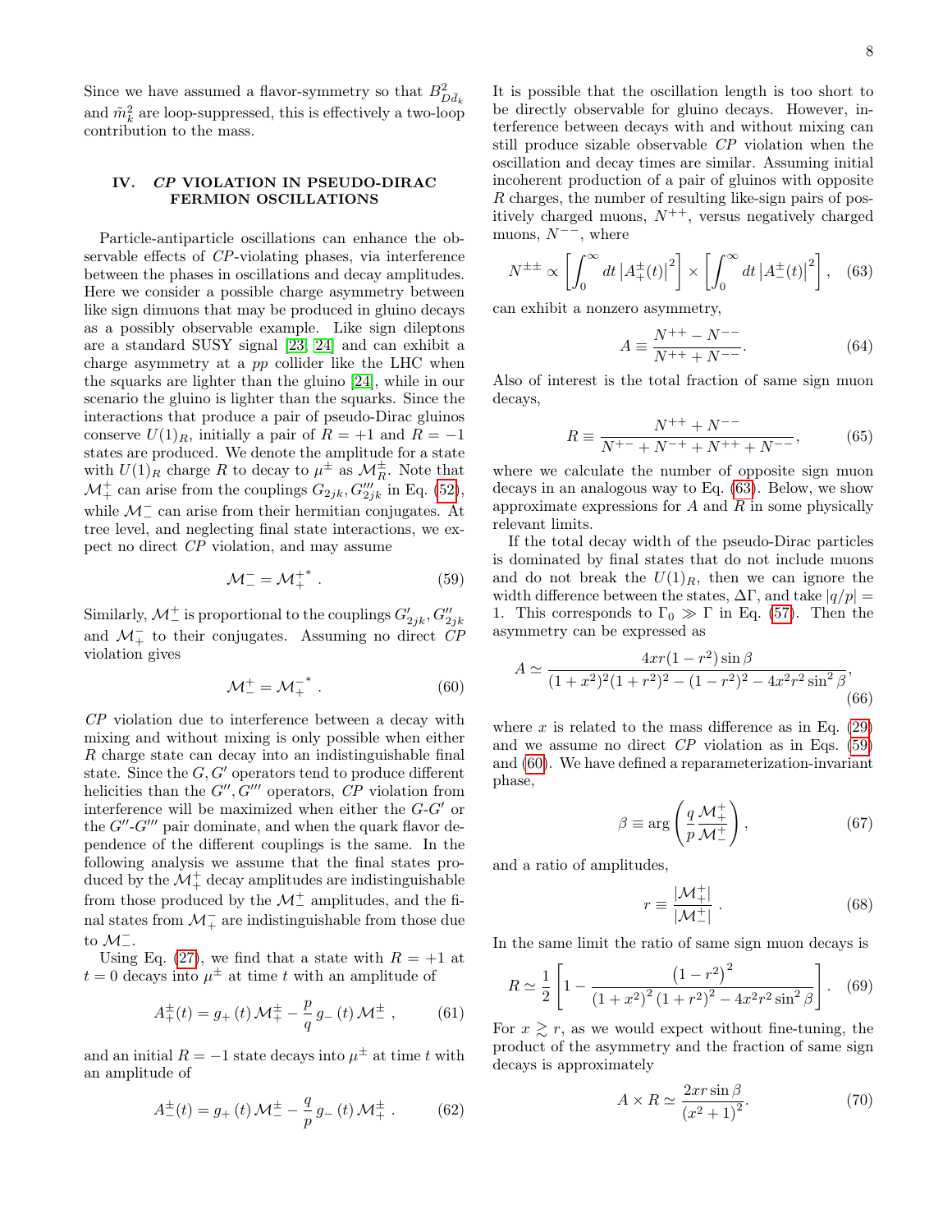Since we have assumed a flavor-symmetry so that $B^2_{D\tilde{d}_k}$ and $\tilde{m}^2_k$ are loop-suppressed, this is effectively a two-loop contribution to the mass.

## IV. *CP* VIOLATION IN PSEUDO-DIRAC FERMION OSCILLATIONS

Particle-antiparticle oscillations can enhance the observable effects of *CP*-violating phases, via interference between the phases in oscillations and decay amplitudes. Here we consider a possible charge asymmetry between like sign dimuons that may be produced in gluino decays as a possibly observable example. Like sign dileptons are a standard SUSY signal [23, 24] and can exhibit a charge asymmetry at a $pp$ collider like the LHC when the squarks are lighter than the gluino [24], while in our scenario the gluino is lighter than the squarks. Since the interactions that produce a pair of pseudo-Dirac gluinos conserve $U(1)_R$, initially a pair of $R = +1$ and $R = -1$ states are produced. We denote the amplitude for a state with $U(1)_R$ charge $R$ to decay to $\mu^{\pm}$ as $\mathcal{M}^{\pm}_R$. Note that $\mathcal{M}^{+}_{+}$ can arise from the couplings $G_{2jk}, G'''_{2jk}$ in Eq. (52), while $\mathcal{M}^{-}_{-}$ can arise from their hermitian conjugates. At tree level, and neglecting final state interactions, we expect no direct *CP* violation, and may assume

$$\mathcal{M}^{-}_{-} = \mathcal{M}^{+\,*}_{+} \, . \tag{59}$$

Similarly, $\mathcal{M}^{+}_{-}$ is proportional to the couplings $G'_{2jk}, G''_{2jk}$ and $\mathcal{M}^{-}_{+}$ to their conjugates. Assuming no direct *CP* violation gives

$$\mathcal{M}^{+}_{-} = \mathcal{M}^{-\,*}_{+} \, . \tag{60}$$

*CP* violation due to interference between a decay with mixing and without mixing is only possible when either $R$ charge state can decay into an indistinguishable final state. Since the $G, G'$ operators tend to produce different helicities than the $G'', G'''$ operators, *CP* violation from interference will be maximized when either the $G$-$G'$ or the $G''$-$G'''$ pair dominate, and when the quark flavor dependence of the different couplings is the same. In the following analysis we assume that the final states produced by the $\mathcal{M}^{+}_{+}$ decay amplitudes are indistinguishable from those produced by the $\mathcal{M}^{\pm}_{-}$ amplitudes, and the final states from $\mathcal{M}^{-}_{+}$ are indistinguishable from those due to $\mathcal{M}^{-}_{-}$.

Using Eq. (27), we find that a state with $R = +1$ at $t = 0$ decays into $\mu^{\pm}$ at time $t$ with an amplitude of

$$A^{\pm}_{+}(t) = g_{+}(t)\,\mathcal{M}^{\pm}_{+} - \frac{p}{q}\,g_{-}(t)\,\mathcal{M}^{\pm}_{-} \, , \tag{61}$$

and an initial $R = -1$ state decays into $\mu^{\pm}$ at time $t$ with an amplitude of

$$A^{\pm}_{-}(t) = g_{+}(t)\,\mathcal{M}^{\pm}_{-} - \frac{q}{p}\,g_{-}(t)\,\mathcal{M}^{\pm}_{+} \, . \tag{62}$$

It is possible that the oscillation length is too short to be directly observable for gluino decays. However, interference between decays with and without mixing can still produce sizable observable *CP* violation when the oscillation and decay times are similar. Assuming initial incoherent production of a pair of gluinos with opposite $R$ charges, the number of resulting like-sign pairs of positively charged muons, $N^{++}$, versus negatively charged muons, $N^{--}$, where

$$N^{\pm\pm} \propto \left[\int_0^\infty dt\,\left|A^{\pm}_{+}(t)\right|^2\right] \times \left[\int_0^\infty dt\,\left|A^{\pm}_{-}(t)\right|^2\right], \tag{63}$$

can exhibit a nonzero asymmetry,

$$A \equiv \frac{N^{++} - N^{--}}{N^{++} + N^{--}}. \tag{64}$$

Also of interest is the total fraction of same sign muon decays,

$$R \equiv \frac{N^{++} + N^{--}}{N^{+-} + N^{-+} + N^{++} + N^{--}}, \tag{65}$$

where we calculate the number of opposite sign muon decays in an analogous way to Eq. (63). Below, we show approximate expressions for $A$ and $R$ in some physically relevant limits.

If the total decay width of the pseudo-Dirac particles is dominated by final states that do not include muons and do not break the $U(1)_R$, then we can ignore the width difference between the states, $\Delta\Gamma$, and take $|q/p| = 1$. This corresponds to $\Gamma_0 \gg \Gamma$ in Eq. (57). Then the asymmetry can be expressed as

$$A \simeq \frac{4xr(1-r^2)\sin\beta}{(1+x^2)^2(1+r^2)^2 - (1-r^2)^2 - 4x^2r^2\sin^2\beta}, \tag{66}$$

where $x$ is related to the mass difference as in Eq. (29) and we assume no direct *CP* violation as in Eqs. (59) and (60). We have defined a reparameterization-invariant phase,

$$\beta \equiv \arg\left(\frac{q}{p}\frac{\mathcal{M}^{+}_{+}}{\mathcal{M}^{+}_{-}}\right), \tag{67}$$

and a ratio of amplitudes,

$$r \equiv \frac{|\mathcal{M}^{+}_{+}|}{|\mathcal{M}^{+}_{-}|} \, . \tag{68}$$

In the same limit the ratio of same sign muon decays is

$$R \simeq \frac{1}{2}\left[1 - \frac{\left(1-r^2\right)^2}{\left(1+x^2\right)^2\left(1+r^2\right)^2 - 4x^2r^2\sin^2\beta}\right]. \tag{69}$$

For $x \gtrsim r$, as we would expect without fine-tuning, the product of the asymmetry and the fraction of same sign decays is approximately

$$A \times R \simeq \frac{2xr\sin\beta}{\left(x^2+1\right)^2}. \tag{70}$$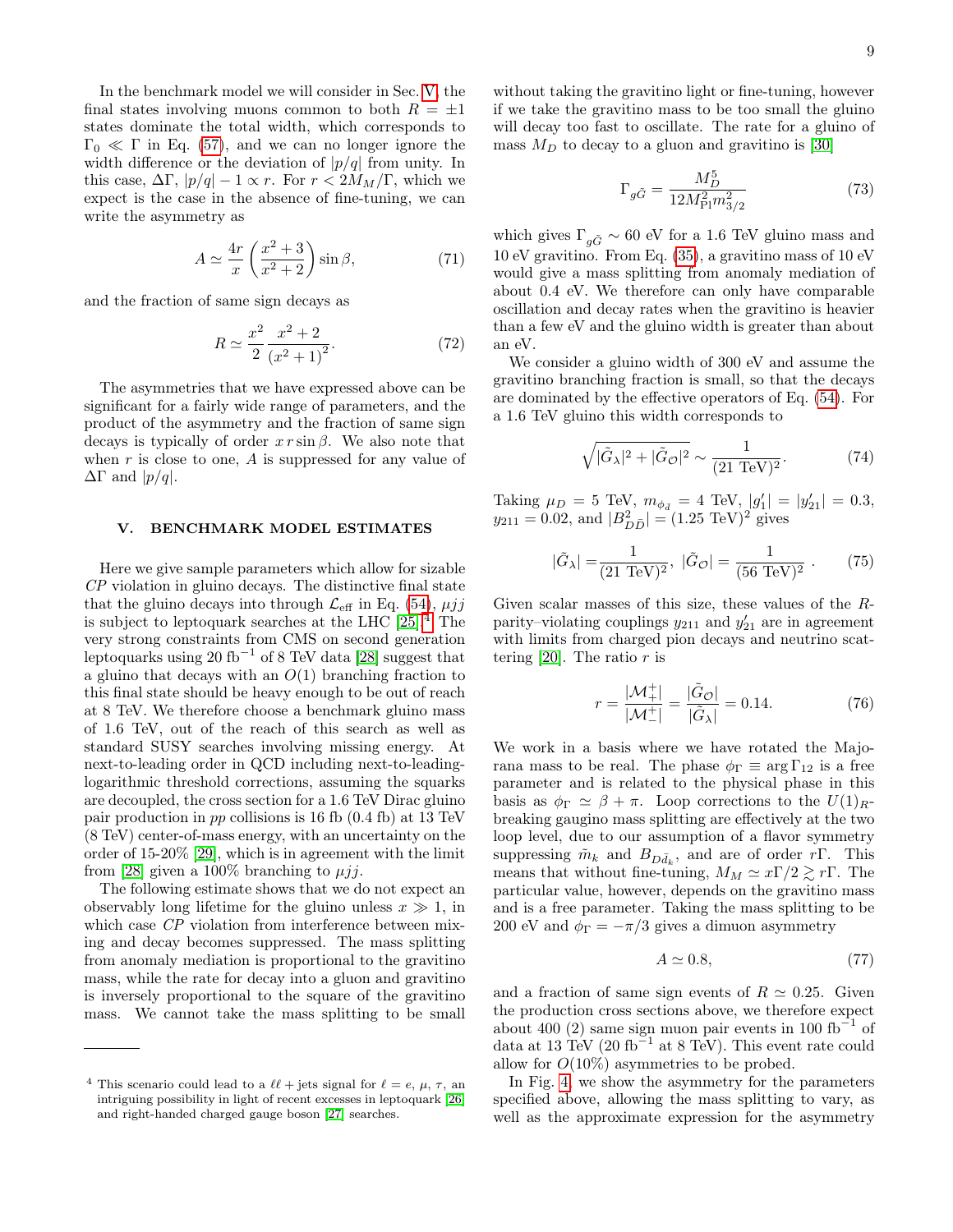In the benchmark model we will consider in Sec. V, the final states involving muons common to both $R = \pm 1$ states dominate the total width, which corresponds to $\Gamma_0 \ll \Gamma$ in Eq. (57), and we can no longer ignore the width difference or the deviation of $|p/q|$ from unity. In this case, $\Delta\Gamma$, $|p/q| - 1 \propto r$. For $r < 2M_M/\Gamma$, which we expect is the case in the absence of fine-tuning, we can write the asymmetry as

$$A \simeq \frac{4r}{x}\left(\frac{x^2+3}{x^2+2}\right)\sin\beta, \tag{71}$$

and the fraction of same sign decays as

$$R \simeq \frac{x^2}{2}\frac{x^2+2}{\left(x^2+1\right)^2}. \tag{72}$$

The asymmetries that we have expressed above can be significant for a fairly wide range of parameters, and the product of the asymmetry and the fraction of same sign decays is typically of order $x\, r \sin\beta$. We also note that when $r$ is close to one, $A$ is suppressed for any value of $\Delta\Gamma$ and $|p/q|$.

## V. BENCHMARK MODEL ESTIMATES

Here we give sample parameters which allow for sizable *CP* violation in gluino decays. The distinctive final state that the gluino decays into through $\mathcal{L}_{\rm eff}$ in Eq. (54), $\mu jj$ is subject to leptoquark searches at the LHC [25].[4] The very strong constraints from CMS on second generation leptoquarks using 20 fb$^{-1}$ of 8 TeV data [28] suggest that a gluino that decays with an $O(1)$ branching fraction to this final state should be heavy enough to be out of reach at 8 TeV. We therefore choose a benchmark gluino mass of 1.6 TeV, out of the reach of this search as well as standard SUSY searches involving missing energy. At next-to-leading order in QCD including next-to-leading-logarithmic threshold corrections, assuming the squarks are decoupled, the cross section for a 1.6 TeV Dirac gluino pair production in $pp$ collisions is 16 fb (0.4 fb) at 13 TeV (8 TeV) center-of-mass energy, with an uncertainty on the order of 15-20% [29], which is in agreement with the limit from [28] given a 100% branching to $\mu jj$.

The following estimate shows that we do not expect an observably long lifetime for the gluino unless $x \gg 1$, in which case *CP* violation from interference between mixing and decay becomes suppressed. The mass splitting from anomaly mediation is proportional to the gravitino mass, while the rate for decay into a gluon and gravitino is inversely proportional to the square of the gravitino mass. We cannot take the mass splitting to be small without taking the gravitino light or fine-tuning, however if we take the gravitino mass to be too small the gluino will decay too fast to oscillate. The rate for a gluino of mass $M_D$ to decay to a gluon and gravitino is [30]

$$\Gamma_{g\tilde{G}} = \frac{M_D^5}{12 M_{\rm Pl}^2 m_{3/2}^2} \tag{73}$$

which gives $\Gamma_{g\tilde{G}} \sim 60$ eV for a 1.6 TeV gluino mass and 10 eV gravitino. From Eq. (35), a gravitino mass of 10 eV would give a mass splitting from anomaly mediation of about 0.4 eV. We therefore can only have comparable oscillation and decay rates when the gravitino is heavier than a few eV and the gluino width is greater than about an eV.

We consider a gluino width of 300 eV and assume the gravitino branching fraction is small, so that the decays are dominated by the effective operators of Eq. (54). For a 1.6 TeV gluino this width corresponds to

$$\sqrt{|\tilde{G}_\lambda|^2 + |\tilde{G}_\mathcal{O}|^2} \sim \frac{1}{(21\ \text{TeV})^2}. \tag{74}$$

Taking $\mu_D = 5$ TeV, $m_{\phi_{\bar{d}}} = 4$ TeV, $|g_1'| = |y_{21}'| = 0.3$, $y_{211} = 0.02$, and $|B^2_{D\bar{D}}| = (1.25\ \text{TeV})^2$ gives

$$|\tilde{G}_\lambda| = \frac{1}{(21\ \text{TeV})^2},\ |\tilde{G}_\mathcal{O}| = \frac{1}{(56\ \text{TeV})^2}\ . \tag{75}$$

Given scalar masses of this size, these values of the $R$-parity–violating couplings $y_{211}$ and $y_{21}'$ are in agreement with limits from charged pion decays and neutrino scattering [20]. The ratio $r$ is

$$r = \frac{|\mathcal{M}_+^+|}{|\mathcal{M}_-^+|} = \frac{|\tilde{G}_\mathcal{O}|}{|\tilde{G}_\lambda|} = 0.14. \tag{76}$$

We work in a basis where we have rotated the Majorana mass to be real. The phase $\phi_\Gamma \equiv \arg\Gamma_{12}$ is a free parameter and is related to the physical phase in this basis as $\phi_\Gamma \simeq \beta + \pi$. Loop corrections to the $U(1)_R$-breaking gaugino mass splitting are effectively at the two loop level, due to our assumption of a flavor symmetry suppressing $\tilde{m}_k$ and $B_{D\tilde{d}_k}$, and are of order $r\Gamma$. This means that without fine-tuning, $M_M \simeq x\Gamma/2 \gtrsim r\Gamma$. The particular value, however, depends on the gravitino mass and is a free parameter. Taking the mass splitting to be 200 eV and $\phi_\Gamma = -\pi/3$ gives a dimuon asymmetry

$$A \simeq 0.8, \tag{77}$$

and a fraction of same sign events of $R \simeq 0.25$. Given the production cross sections above, we therefore expect about 400 (2) same sign muon pair events in 100 fb$^{-1}$ of data at 13 TeV (20 fb$^{-1}$ at 8 TeV). This event rate could allow for $O(10\%)$ asymmetries to be probed.

In Fig. 4, we show the asymmetry for the parameters specified above, allowing the mass splitting to vary, as well as the approximate expression for the asymmetry

---

[4] This scenario could lead to a $\ell\ell$ + jets signal for $\ell = e$, $\mu$, $\tau$, an intriguing possibility in light of recent excesses in leptoquark [26] and right-handed charged gauge boson [27] searches.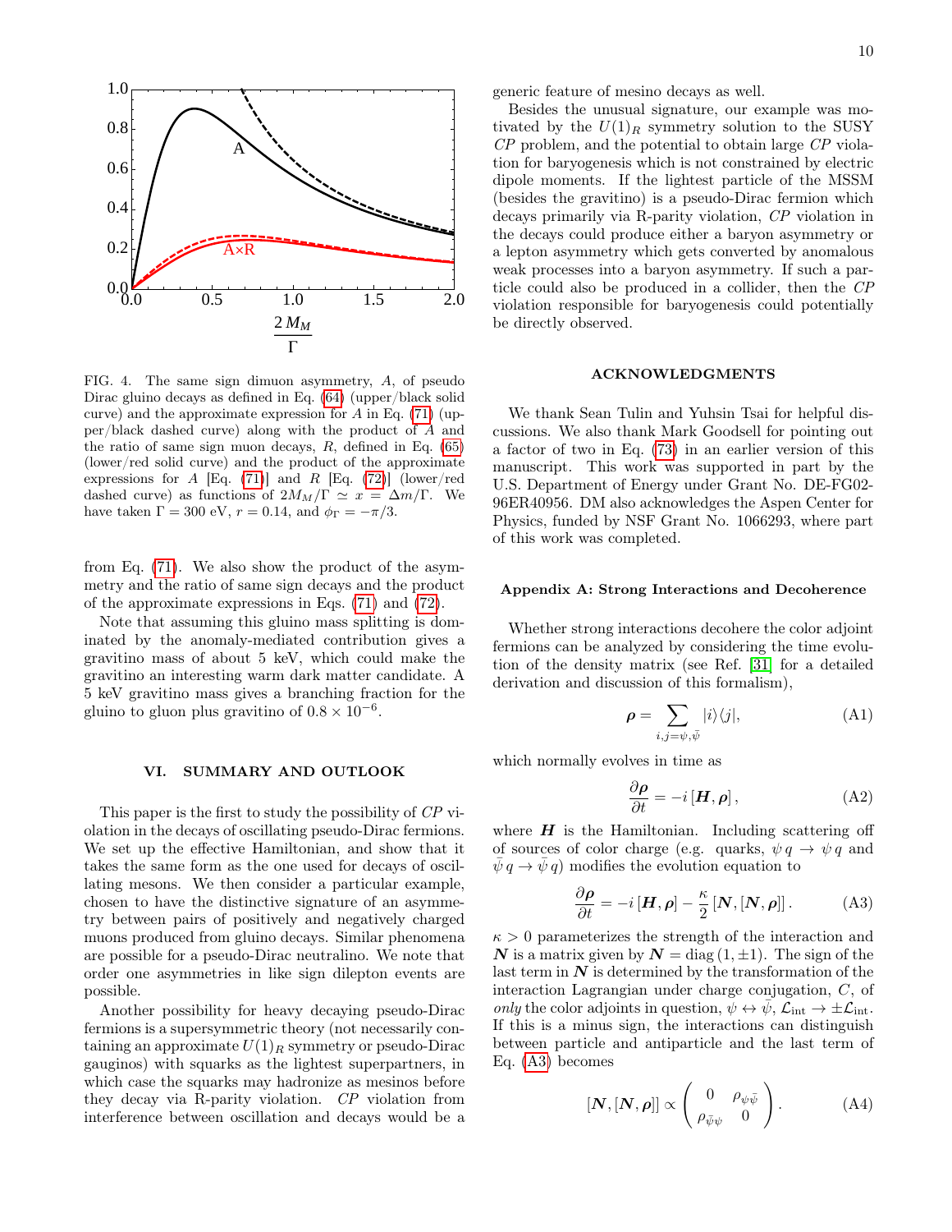FIG. 4. The same sign dimuon asymmetry, $A$, of pseudo Dirac gluino decays as defined in Eq. (64) (upper/black solid curve) and the approximate expression for $A$ in Eq. (71) (upper/black dashed curve) along with the product of $A$ and the ratio of same sign muon decays, $R$, defined in Eq. (65) (lower/red solid curve) and the product of the approximate expressions for $A$ [Eq. (71)] and $R$ [Eq. (72)] (lower/red dashed curve) as functions of $2M_M/\Gamma \simeq x = \Delta m/\Gamma$. We have taken $\Gamma = 300$ eV, $r = 0.14$, and $\phi_\Gamma = -\pi/3$.

from Eq. (71). We also show the product of the asymmetry and the ratio of same sign decays and the product of the approximate expressions in Eqs. (71) and (72).

Note that assuming this gluino mass splitting is dominated by the anomaly-mediated contribution gives a gravitino mass of about 5 keV, which could make the gravitino an interesting warm dark matter candidate. A 5 keV gravitino mass gives a branching fraction for the gluino to gluon plus gravitino of $0.8 \times 10^{-6}$.

## VI. SUMMARY AND OUTLOOK

This paper is the first to study the possibility of *CP* violation in the decays of oscillating pseudo-Dirac fermions. We set up the effective Hamiltonian, and show that it takes the same form as the one used for decays of oscillating mesons. We then consider a particular example, chosen to have the distinctive signature of an asymmetry between pairs of positively and negatively charged muons produced from gluino decays. Similar phenomena are possible for a pseudo-Dirac neutralino. We note that order one asymmetries in like sign dilepton events are possible.

Another possibility for heavy decaying pseudo-Dirac fermions is a supersymmetric theory (not necessarily containing an approximate $U(1)_R$ symmetry or pseudo-Dirac gauginos) with squarks as the lightest superpartners, in which case the squarks may hadronize as mesinos before they decay via R-parity violation. *CP* violation from interference between oscillation and decays would be a generic feature of mesino decays as well.

Besides the unusual signature, our example was motivated by the $U(1)_R$ symmetry solution to the SUSY *CP* problem, and the potential to obtain large *CP* violation for baryogenesis which is not constrained by electric dipole moments. If the lightest particle of the MSSM (besides the gravitino) is a pseudo-Dirac fermion which decays primarily via R-parity violation, *CP* violation in the decays could produce either a baryon asymmetry or a lepton asymmetry which gets converted by anomalous weak processes into a baryon asymmetry. If such a particle could also be produced in a collider, then the *CP* violation responsible for baryogenesis could potentially be directly observed.

## ACKNOWLEDGMENTS

We thank Sean Tulin and Yuhsin Tsai for helpful discussions. We also thank Mark Goodsell for pointing out a factor of two in Eq. (73) in an earlier version of this manuscript. This work was supported in part by the U.S. Department of Energy under Grant No. DE-FG02-96ER40956. DM also acknowledges the Aspen Center for Physics, funded by NSF Grant No. 1066293, where part of this work was completed.

### Appendix A: Strong Interactions and Decoherence

Whether strong interactions decohere the color adjoint fermions can be analyzed by considering the time evolution of the density matrix (see Ref. [31] for a detailed derivation and discussion of this formalism),

$$\boldsymbol{\rho} = \sum_{i,j=\psi,\bar{\psi}} |i\rangle\langle j|, \tag{A1}$$

which normally evolves in time as

$$\frac{\partial \boldsymbol{\rho}}{\partial t} = -i\,[\boldsymbol{H}, \boldsymbol{\rho}]\,, \tag{A2}$$

where $\boldsymbol{H}$ is the Hamiltonian. Including scattering off of sources of color charge (e.g. quarks, $\psi\, q \to \psi\, q$ and $\bar{\psi}\, q \to \bar{\psi}\, q$) modifies the evolution equation to

$$\frac{\partial \boldsymbol{\rho}}{\partial t} = -i\,[\boldsymbol{H}, \boldsymbol{\rho}] - \frac{\kappa}{2}\,[\boldsymbol{N}, [\boldsymbol{N}, \boldsymbol{\rho}]]\,. \tag{A3}$$

$\kappa > 0$ parameterizes the strength of the interaction and $\boldsymbol{N}$ is a matrix given by $\boldsymbol{N} = \mathrm{diag}\,(1, \pm 1)$. The sign of the last term in $\boldsymbol{N}$ is determined by the transformation of the interaction Lagrangian under charge conjugation, $C$, of *only* the color adjoints in question, $\psi \leftrightarrow \bar{\psi}$, $\mathcal{L}_{\rm int} \to \pm \mathcal{L}_{\rm int}$. If this is a minus sign, the interactions can distinguish between particle and antiparticle and the last term of Eq. (A3) becomes

$$[\boldsymbol{N}, [\boldsymbol{N}, \boldsymbol{\rho}]] \propto \begin{pmatrix} 0 & \rho_{\psi\bar{\psi}} \\ \rho_{\bar{\psi}\psi} & 0 \end{pmatrix}. \tag{A4}$$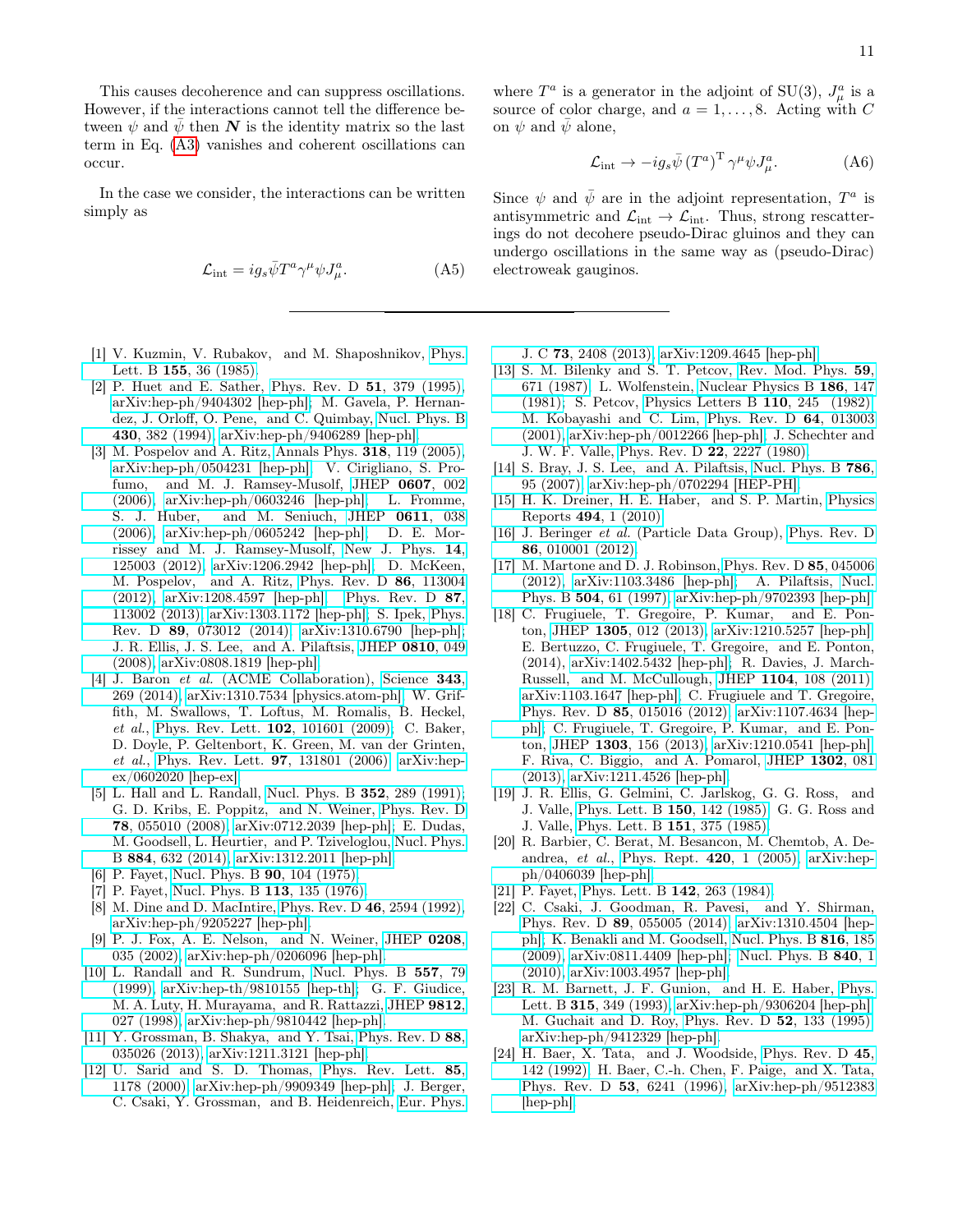This causes decoherence and can suppress oscillations. However, if the interactions cannot tell the difference between $\psi$ and $\bar{\psi}$ then $\boldsymbol{N}$ is the identity matrix so the last term in Eq. (A3) vanishes and coherent oscillations can occur.

In the case we consider, the interactions can be written simply as

$$\mathcal{L}_{\rm int} = i g_s \bar{\psi} T^a \gamma^\mu \psi J^a_\mu. \tag{A5}$$

where $T^a$ is a generator in the adjoint of SU(3), $J^a_\mu$ is a source of color charge, and $a = 1, \ldots, 8$. Acting with $C$ on $\psi$ and $\bar{\psi}$ alone,

$$\mathcal{L}_{\rm int} \to -i g_s \bar{\psi} \left(T^a\right)^{\rm T} \gamma^\mu \psi J^a_\mu. \tag{A6}$$

Since $\psi$ and $\bar{\psi}$ are in the adjoint representation, $T^a$ is antisymmetric and $\mathcal{L}_{\rm int} \to \mathcal{L}_{\rm int}$. Thus, strong rescatterings do not decohere pseudo-Dirac gluinos and they can undergo oscillations in the same way as (pseudo-Dirac) electroweak gauginos.

---

[1] V. Kuzmin, V. Rubakov, and M. Shaposhnikov, Phys. Lett. B **155**, 36 (1985).

[2] P. Huet and E. Sather, Phys. Rev. D **51**, 379 (1995), arXiv:hep-ph/9404302 [hep-ph]; M. Gavela, P. Hernandez, J. Orloff, O. Pene, and C. Quimbay, Nucl. Phys. B **430**, 382 (1994), arXiv:hep-ph/9406289 [hep-ph].

[3] M. Pospelov and A. Ritz, Annals Phys. **318**, 119 (2005), arXiv:hep-ph/0504231 [hep-ph]; V. Cirigliano, S. Profumo, and M. J. Ramsey-Musolf, JHEP **0607**, 002 (2006), arXiv:hep-ph/0603246 [hep-ph]; L. Fromme, S. J. Huber, and M. Seniuch, JHEP **0611**, 038 (2006), arXiv:hep-ph/0605242 [hep-ph]; D. E. Morrissey and M. J. Ramsey-Musolf, New J. Phys. **14**, 125003 (2012), arXiv:1206.2942 [hep-ph]; D. McKeen, M. Pospelov, and A. Ritz, Phys. Rev. D **86**, 113004 (2012), arXiv:1208.4597 [hep-ph]; Phys. Rev. D **87**, 113002 (2013), arXiv:1303.1172 [hep-ph]; S. Ipek, Phys. Rev. D **89**, 073012 (2014), arXiv:1310.6790 [hep-ph]; J. R. Ellis, J. S. Lee, and A. Pilaftsis, JHEP **0810**, 049 (2008), arXiv:0808.1819 [hep-ph].

[4] J. Baron *et al.* (ACME Collaboration), Science **343**, 269 (2014), arXiv:1310.7534 [physics.atom-ph]; W. Griffith, M. Swallows, T. Loftus, M. Romalis, B. Heckel, *et al.*, Phys. Rev. Lett. **102**, 101601 (2009); C. Baker, D. Doyle, P. Geltenbort, K. Green, M. van der Grinten, *et al.*, Phys. Rev. Lett. **97**, 131801 (2006), arXiv:hep-ex/0602020 [hep-ex].

[5] L. Hall and L. Randall, Nucl. Phys. B **352**, 289 (1991); G. D. Kribs, E. Poppitz, and N. Weiner, Phys. Rev. D **78**, 055010 (2008), arXiv:0712.2039 [hep-ph]; E. Dudas, M. Goodsell, L. Heurtier, and P. Tziveloglou, Nucl. Phys. B **884**, 632 (2014), arXiv:1312.2011 [hep-ph].

[6] P. Fayet, Nucl. Phys. B **90**, 104 (1975).

[7] P. Fayet, Nucl. Phys. B **113**, 135 (1976).

[8] M. Dine and D. MacIntire, Phys. Rev. D **46**, 2594 (1992), arXiv:hep-ph/9205227 [hep-ph].

[9] P. J. Fox, A. E. Nelson, and N. Weiner, JHEP **0208**, 035 (2002), arXiv:hep-ph/0206096 [hep-ph].

[10] L. Randall and R. Sundrum, Nucl. Phys. B **557**, 79 (1999), arXiv:hep-th/9810155 [hep-th]; G. F. Giudice, M. A. Luty, H. Murayama, and R. Rattazzi, JHEP **9812**, 027 (1998), arXiv:hep-ph/9810442 [hep-ph].

[11] Y. Grossman, B. Shakya, and Y. Tsai, Phys. Rev. D **88**, 035026 (2013), arXiv:1211.3121 [hep-ph].

[12] U. Sarid and S. D. Thomas, Phys. Rev. Lett. **85**, 1178 (2000), arXiv:hep-ph/9909349 [hep-ph]; J. Berger, C. Csaki, Y. Grossman, and B. Heidenreich, Eur. Phys. J. C **73**, 2408 (2013), arXiv:1209.4645 [hep-ph].

[13] S. M. Bilenky and S. T. Petcov, Rev. Mod. Phys. **59**, 671 (1987); L. Wolfenstein, Nuclear Physics B **186**, 147 (1981); S. Petcov, Physics Letters B **110**, 245 (1982); M. Kobayashi and C. Lim, Phys. Rev. D **64**, 013003 (2001), arXiv:hep-ph/0012266 [hep-ph]; J. Schechter and J. W. F. Valle, Phys. Rev. D **22**, 2227 (1980).

[14] S. Bray, J. S. Lee, and A. Pilaftsis, Nucl. Phys. B **786**, 95 (2007), arXiv:hep-ph/0702294 [HEP-PH].

[15] H. K. Dreiner, H. E. Haber, and S. P. Martin, Physics Reports **494**, 1 (2010).

[16] J. Beringer *et al.* (Particle Data Group), Phys. Rev. D **86**, 010001 (2012).

[17] M. Martone and D. J. Robinson, Phys. Rev. D **85**, 045006 (2012), arXiv:1103.3486 [hep-ph]; A. Pilaftsis, Nucl. Phys. B **504**, 61 (1997), arXiv:hep-ph/9702393 [hep-ph].

[18] C. Frugiuele, T. Gregoire, P. Kumar, and E. Ponton, JHEP **1305**, 012 (2013), arXiv:1210.5257 [hep-ph]; E. Bertuzzo, C. Frugiuele, T. Gregoire, and E. Ponton, (2014), arXiv:1402.5432 [hep-ph]; R. Davies, J. March-Russell, and M. McCullough, JHEP **1104**, 108 (2011), arXiv:1103.1647 [hep-ph]; C. Frugiuele and T. Gregoire, Phys. Rev. D **85**, 015016 (2012), arXiv:1107.4634 [hep-ph]; C. Frugiuele, T. Gregoire, P. Kumar, and E. Ponton, JHEP **1303**, 156 (2013), arXiv:1210.0541 [hep-ph]; F. Riva, C. Biggio, and A. Pomarol, JHEP **1302**, 081 (2013), arXiv:1211.4526 [hep-ph].

[19] J. R. Ellis, G. Gelmini, C. Jarlskog, G. G. Ross, and J. Valle, Phys. Lett. B **150**, 142 (1985); G. G. Ross and J. Valle, Phys. Lett. B **151**, 375 (1985).

[20] R. Barbier, C. Berat, M. Besancon, M. Chemtob, A. Deandrea, *et al.*, Phys. Rept. **420**, 1 (2005), arXiv:hep-ph/0406039 [hep-ph].

[21] P. Fayet, Phys. Lett. B **142**, 263 (1984).

[22] C. Csaki, J. Goodman, R. Pavesi, and Y. Shirman, Phys. Rev. D **89**, 055005 (2014), arXiv:1310.4504 [hep-ph]; K. Benakli and M. Goodsell, Nucl. Phys. B **816**, 185 (2009), arXiv:0811.4409 [hep-ph]; Nucl. Phys. B **840**, 1 (2010), arXiv:1003.4957 [hep-ph].

[23] R. M. Barnett, J. F. Gunion, and H. E. Haber, Phys. Lett. B **315**, 349 (1993), arXiv:hep-ph/9306204 [hep-ph]; M. Guchait and D. Roy, Phys. Rev. D **52**, 133 (1995), arXiv:hep-ph/9412329 [hep-ph].

[24] H. Baer, X. Tata, and J. Woodside, Phys. Rev. D **45**, 142 (1992); H. Baer, C.-h. Chen, F. Paige, and X. Tata, Phys. Rev. D **53**, 6241 (1996), arXiv:hep-ph/9512383 [hep-ph].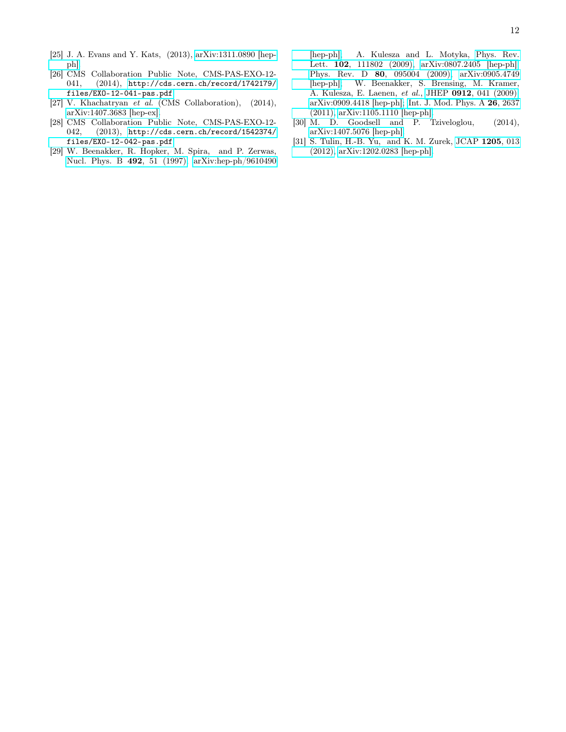[25] J. A. Evans and Y. Kats, (2013), arXiv:1311.0890 [hep-ph].

[26] CMS Collaboration Public Note, CMS-PAS-EXO-12-041, (2014), `http://cds.cern.ch/record/1742179/files/EXO-12-041-pas.pdf`.

[27] V. Khachatryan *et al.* (CMS Collaboration), (2014), arXiv:1407.3683 [hep-ex].

[28] CMS Collaboration Public Note, CMS-PAS-EXO-12-042, (2013), `http://cds.cern.ch/record/1542374/files/EXO-12-042-pas.pdf`.

[29] W. Beenakker, R. Hopker, M. Spira, and P. Zerwas, Nucl. Phys. B **492**, 51 (1997), arXiv:hep-ph/9610490 [hep-ph]; A. Kulesza and L. Motyka, Phys. Rev. Lett. **102**, 111802 (2009), arXiv:0807.2405 [hep-ph]; Phys. Rev. D **80**, 095004 (2009), arXiv:0905.4749 [hep-ph]; W. Beenakker, S. Brensing, M. Kramer, A. Kulesza, E. Laenen, *et al.*, JHEP **0912**, 041 (2009), arXiv:0909.4418 [hep-ph]; Int. J. Mod. Phys. A **26**, 2637 (2011), arXiv:1105.1110 [hep-ph].

[30] M. D. Goodsell and P. Tziveloglou, (2014), arXiv:1407.5076 [hep-ph].

[31] S. Tulin, H.-B. Yu, and K. M. Zurek, JCAP **1205**, 013 (2012), arXiv:1202.0283 [hep-ph].